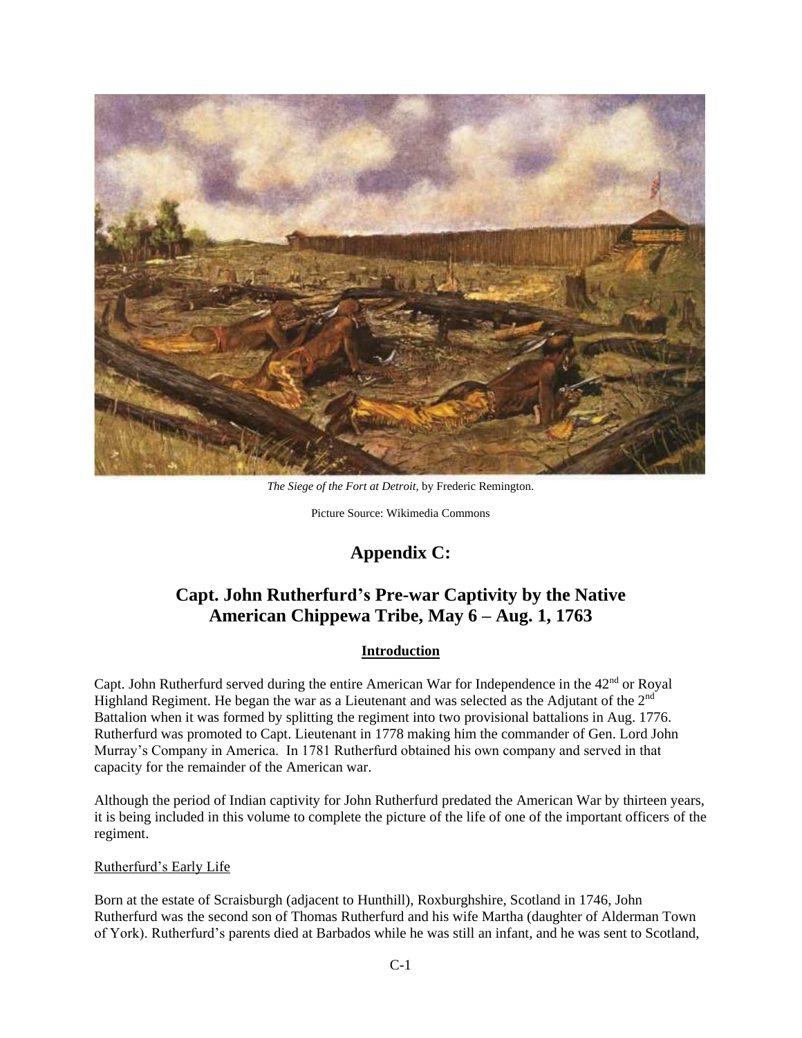*The Siege of the Fort at Detroit*, by Frederic Remington.

Picture Source: Wikimedia Commons

# Appendix C:

## Capt. John Rutherfurd's Pre-war Captivity by the Native American Chippewa Tribe, May 6 – Aug. 1, 1763

### Introduction

Capt. John Rutherfurd served during the entire American War for Independence in the 42nd or Royal Highland Regiment. He began the war as a Lieutenant and was selected as the Adjutant of the 2nd Battalion when it was formed by splitting the regiment into two provisional battalions in Aug. 1776. Rutherfurd was promoted to Capt. Lieutenant in 1778 making him the commander of Gen. Lord John Murray's Company in America. In 1781 Rutherfurd obtained his own company and served in that capacity for the remainder of the American war.

Although the period of Indian captivity for John Rutherfurd predated the American War by thirteen years, it is being included in this volume to complete the picture of the life of one of the important officers of the regiment.

Rutherfurd's Early Life

Born at the estate of Scraisburgh (adjacent to Hunthill), Roxburghshire, Scotland in 1746, John Rutherfurd was the second son of Thomas Rutherfurd and his wife Martha (daughter of Alderman Town of York). Rutherfurd's parents died at Barbados while he was still an infant, and he was sent to Scotland,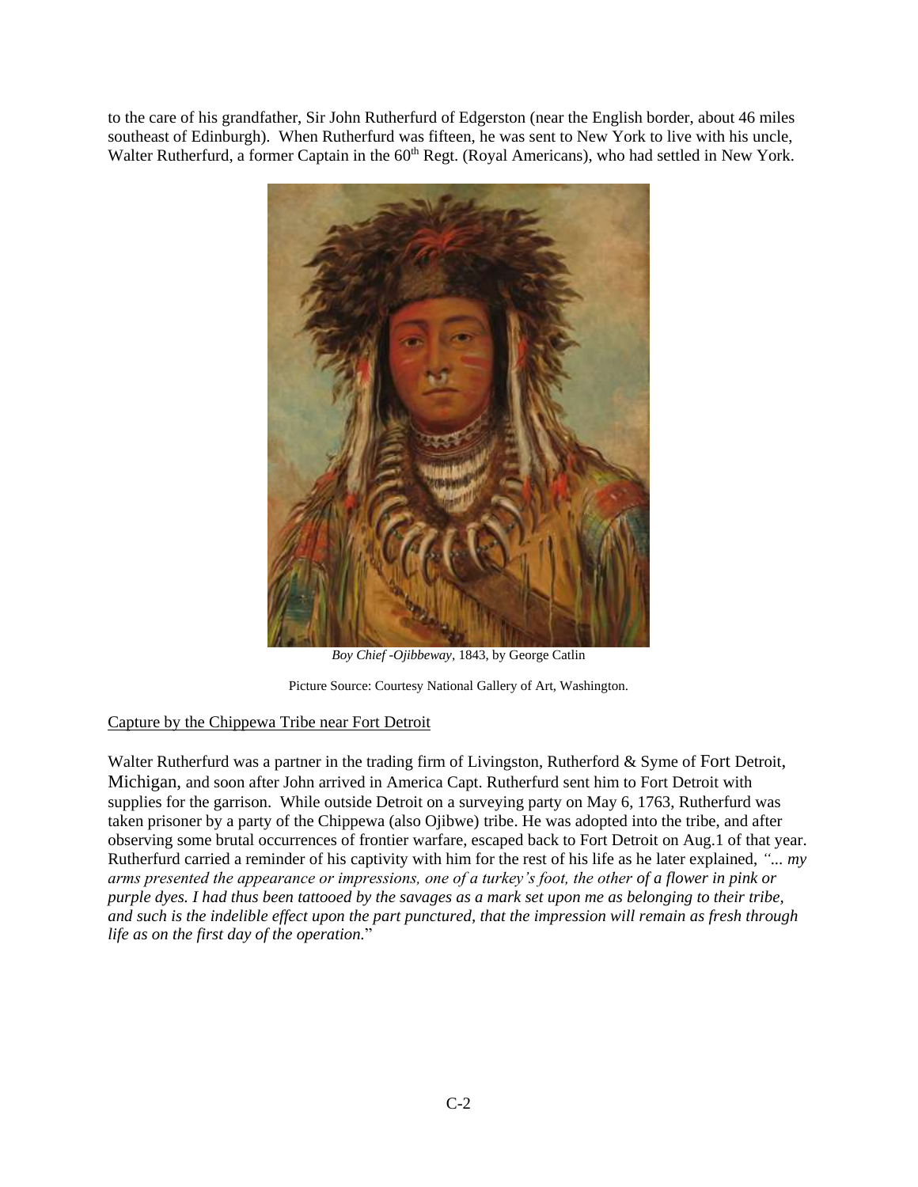to the care of his grandfather, Sir John Rutherfurd of Edgerston (near the English border, about 46 miles southeast of Edinburgh). When Rutherfurd was fifteen, he was sent to New York to live with his uncle, Walter Rutherfurd, a former Captain in the 60th Regt. (Royal Americans), who had settled in New York.

*Boy Chief -Ojibbeway*, 1843, by George Catlin

Picture Source: Courtesy National Gallery of Art, Washington.

Capture by the Chippewa Tribe near Fort Detroit

Walter Rutherfurd was a partner in the trading firm of Livingston, Rutherford & Syme of Fort Detroit, Michigan, and soon after John arrived in America Capt. Rutherfurd sent him to Fort Detroit with supplies for the garrison. While outside Detroit on a surveying party on May 6, 1763, Rutherfurd was taken prisoner by a party of the Chippewa (also Ojibwe) tribe. He was adopted into the tribe, and after observing some brutal occurrences of frontier warfare, escaped back to Fort Detroit on Aug.1 of that year. Rutherfurd carried a reminder of his captivity with him for the rest of his life as he later explained, *"... my arms presented the appearance or impressions, one of a turkey's foot, the other of a flower in pink or purple dyes. I had thus been tattooed by the savages as a mark set upon me as belonging to their tribe, and such is the indelible effect upon the part punctured, that the impression will remain as fresh through life as on the first day of the operation.*"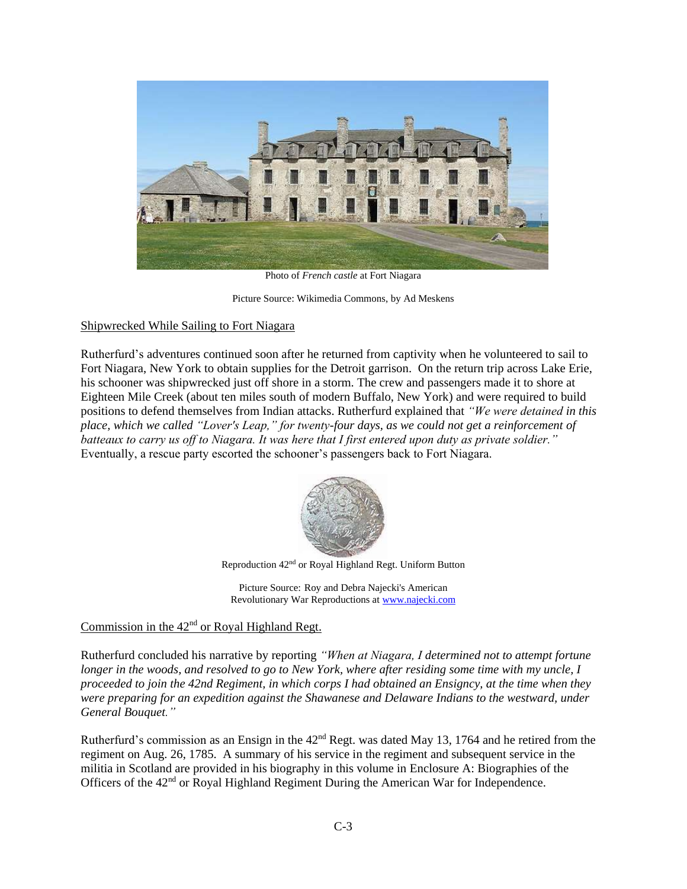Photo of *French castle* at Fort Niagara

Picture Source: Wikimedia Commons, by Ad Meskens

Shipwrecked While Sailing to Fort Niagara

Rutherfurd's adventures continued soon after he returned from captivity when he volunteered to sail to Fort Niagara, New York to obtain supplies for the Detroit garrison. On the return trip across Lake Erie, his schooner was shipwrecked just off shore in a storm. The crew and passengers made it to shore at Eighteen Mile Creek (about ten miles south of modern Buffalo, New York) and were required to build positions to defend themselves from Indian attacks. Rutherfurd explained that *"We were detained in this place, which we called "Lover's Leap," for twenty-four days, as we could not get a reinforcement of batteaux to carry us off to Niagara. It was here that I first entered upon duty as private soldier."* Eventually, a rescue party escorted the schooner's passengers back to Fort Niagara.

Reproduction 42nd or Royal Highland Regt. Uniform Button

Picture Source: Roy and Debra Najecki's American Revolutionary War Reproductions at www.najecki.com

Commission in the 42nd or Royal Highland Regt.

Rutherfurd concluded his narrative by reporting *"When at Niagara, I determined not to attempt fortune longer in the woods, and resolved to go to New York, where after residing some time with my uncle, I proceeded to join the 42nd Regiment, in which corps I had obtained an Ensigncy, at the time when they were preparing for an expedition against the Shawanese and Delaware Indians to the westward, under General Bouquet."*

Rutherfurd's commission as an Ensign in the 42nd Regt. was dated May 13, 1764 and he retired from the regiment on Aug. 26, 1785. A summary of his service in the regiment and subsequent service in the militia in Scotland are provided in his biography in this volume in Enclosure A: Biographies of the Officers of the 42nd or Royal Highland Regiment During the American War for Independence.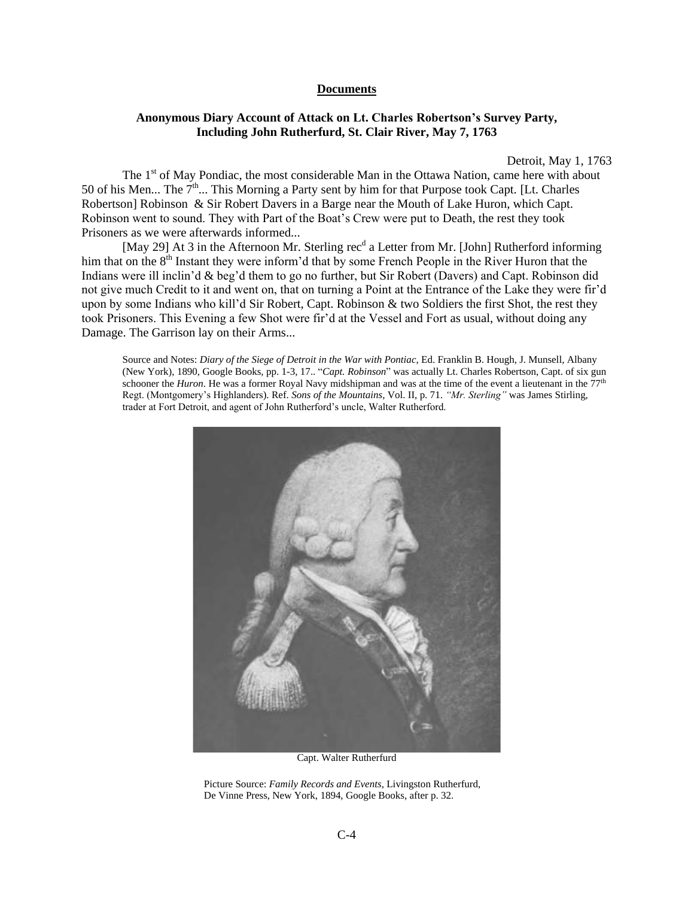## Documents

### Anonymous Diary Account of Attack on Lt. Charles Robertson's Survey Party, Including John Rutherfurd, St. Clair River, May 7, 1763

Detroit, May 1, 1763

The 1st of May Pondiac, the most considerable Man in the Ottawa Nation, came here with about 50 of his Men... The 7th... This Morning a Party sent by him for that Purpose took Capt. [Lt. Charles Robertson] Robinson & Sir Robert Davers in a Barge near the Mouth of Lake Huron, which Capt. Robinson went to sound. They with Part of the Boat's Crew were put to Death, the rest they took Prisoners as we were afterwards informed...

[May 29] At 3 in the Afternoon Mr. Sterling recd a Letter from Mr. [John] Rutherford informing him that on the 8th Instant they were inform'd that by some French People in the River Huron that the Indians were ill inclin'd & beg'd them to go no further, but Sir Robert (Davers) and Capt. Robinson did not give much Credit to it and went on, that on turning a Point at the Entrance of the Lake they were fir'd upon by some Indians who kill'd Sir Robert, Capt. Robinson & two Soldiers the first Shot, the rest they took Prisoners. This Evening a few Shot were fir'd at the Vessel and Fort as usual, without doing any Damage. The Garrison lay on their Arms...

Source and Notes: *Diary of the Siege of Detroit in the War with Pontiac*, Ed. Franklin B. Hough, J. Munsell, Albany (New York), 1890, Google Books, pp. 1-3, 17.. "*Capt. Robinson*" was actually Lt. Charles Robertson, Capt. of six gun schooner the *Huron*. He was a former Royal Navy midshipman and was at the time of the event a lieutenant in the 77th Regt. (Montgomery's Highlanders). Ref. *Sons of the Mountains*, Vol. II, p. 71. *"Mr. Sterling"* was James Stirling, trader at Fort Detroit, and agent of John Rutherford's uncle, Walter Rutherford.

Capt. Walter Rutherfurd

Picture Source: *Family Records and Events*, Livingston Rutherfurd, De Vinne Press, New York, 1894, Google Books, after p. 32.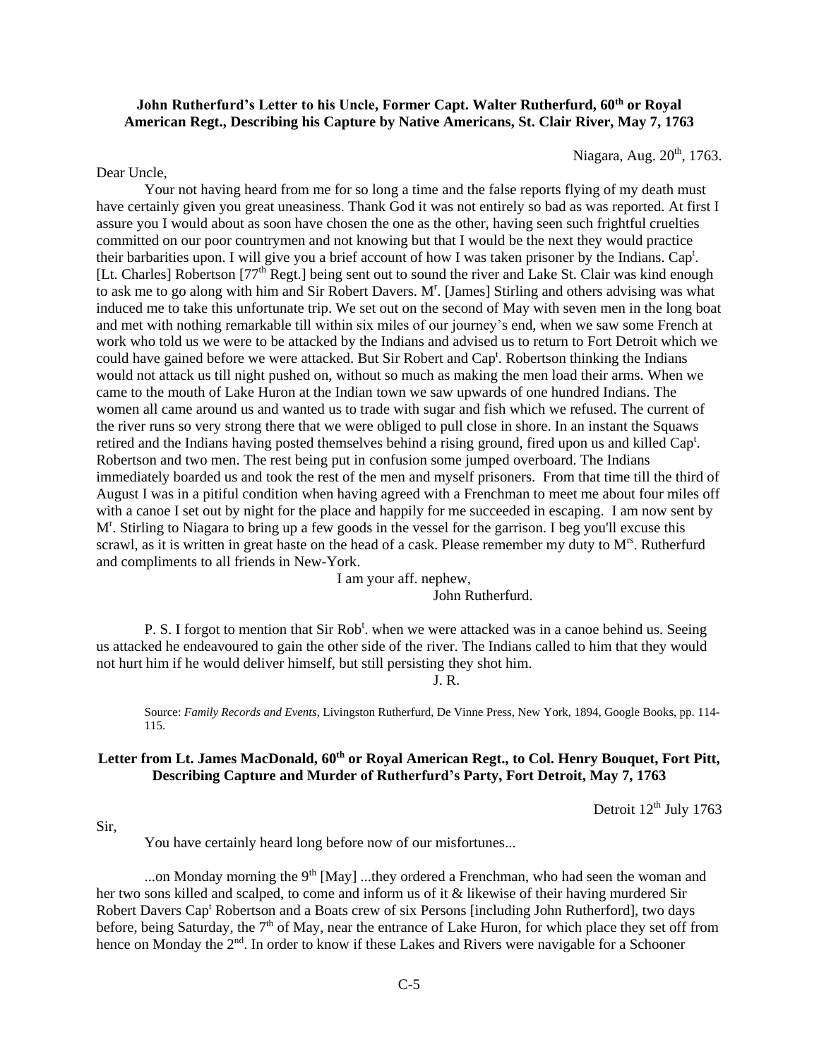**John Rutherfurd's Letter to his Uncle, Former Capt. Walter Rutherfurd, 60th or Royal American Regt., Describing his Capture by Native Americans, St. Clair River, May 7, 1763**

Niagara, Aug. 20th, 1763.

Dear Uncle,

Your not having heard from me for so long a time and the false reports flying of my death must have certainly given you great uneasiness. Thank God it was not entirely so bad as was reported. At first I assure you I would about as soon have chosen the one as the other, having seen such frightful cruelties committed on our poor countrymen and not knowing but that I would be the next they would practice their barbarities upon. I will give you a brief account of how I was taken prisoner by the Indians. Capt. [Lt. Charles] Robertson [77th Regt.] being sent out to sound the river and Lake St. Clair was kind enough to ask me to go along with him and Sir Robert Davers. Mr. [James] Stirling and others advising was what induced me to take this unfortunate trip. We set out on the second of May with seven men in the long boat and met with nothing remarkable till within six miles of our journey's end, when we saw some French at work who told us we were to be attacked by the Indians and advised us to return to Fort Detroit which we could have gained before we were attacked. But Sir Robert and Capt. Robertson thinking the Indians would not attack us till night pushed on, without so much as making the men load their arms. When we came to the mouth of Lake Huron at the Indian town we saw upwards of one hundred Indians. The women all came around us and wanted us to trade with sugar and fish which we refused. The current of the river runs so very strong there that we were obliged to pull close in shore. In an instant the Squaws retired and the Indians having posted themselves behind a rising ground, fired upon us and killed Capt. Robertson and two men. The rest being put in confusion some jumped overboard. The Indians immediately boarded us and took the rest of the men and myself prisoners. From that time till the third of August I was in a pitiful condition when having agreed with a Frenchman to meet me about four miles off with a canoe I set out by night for the place and happily for me succeeded in escaping. I am now sent by Mr. Stirling to Niagara to bring up a few goods in the vessel for the garrison. I beg you'll excuse this scrawl, as it is written in great haste on the head of a cask. Please remember my duty to Mrs. Rutherfurd and compliments to all friends in New-York.

I am your aff. nephew,
John Rutherfurd.

P. S. I forgot to mention that Sir Robt. when we were attacked was in a canoe behind us. Seeing us attacked he endeavoured to gain the other side of the river. The Indians called to him that they would not hurt him if he would deliver himself, but still persisting they shot him.

J. R.

Source: *Family Records and Events*, Livingston Rutherfurd, De Vinne Press, New York, 1894, Google Books, pp. 114-115.

**Letter from Lt. James MacDonald, 60th or Royal American Regt., to Col. Henry Bouquet, Fort Pitt, Describing Capture and Murder of Rutherfurd's Party, Fort Detroit, May 7, 1763**

Detroit 12th July 1763

Sir,

You have certainly heard long before now of our misfortunes...

...on Monday morning the 9th [May] ...they ordered a Frenchman, who had seen the woman and her two sons killed and scalped, to come and inform us of it & likewise of their having murdered Sir Robert Davers Capt Robertson and a Boats crew of six Persons [including John Rutherford], two days before, being Saturday, the 7th of May, near the entrance of Lake Huron, for which place they set off from hence on Monday the 2nd. In order to know if these Lakes and Rivers were navigable for a Schooner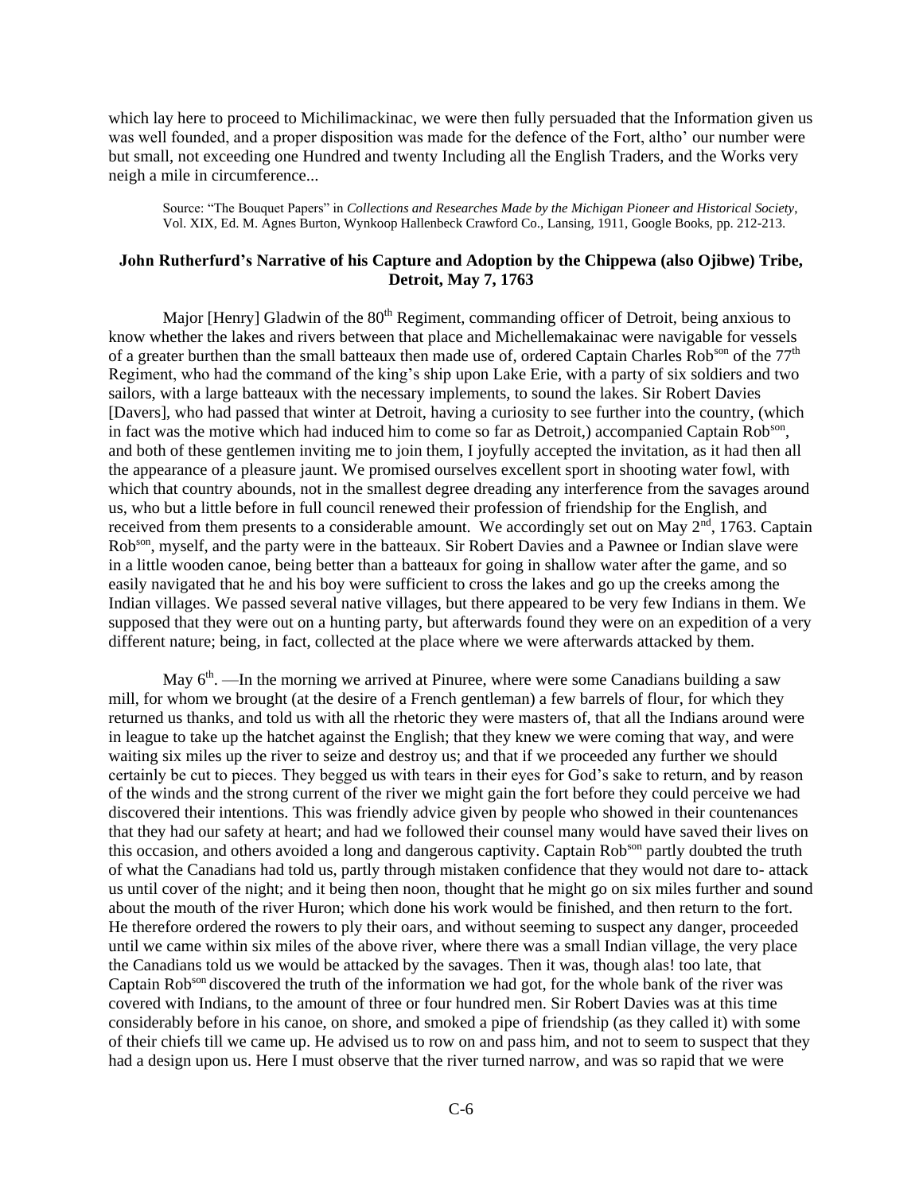which lay here to proceed to Michilimackinac, we were then fully persuaded that the Information given us was well founded, and a proper disposition was made for the defence of the Fort, altho' our number were but small, not exceeding one Hundred and twenty Including all the English Traders, and the Works very neigh a mile in circumference...

Source: "The Bouquet Papers" in *Collections and Researches Made by the Michigan Pioneer and Historical Society*, Vol. XIX, Ed. M. Agnes Burton, Wynkoop Hallenbeck Crawford Co., Lansing, 1911, Google Books, pp. 212-213.

**John Rutherfurd's Narrative of his Capture and Adoption by the Chippewa (also Ojibwe) Tribe, Detroit, May 7, 1763**

Major [Henry] Gladwin of the 80th Regiment, commanding officer of Detroit, being anxious to know whether the lakes and rivers between that place and Michellemakainac were navigable for vessels of a greater burthen than the small batteaux then made use of, ordered Captain Charles Robson of the 77th Regiment, who had the command of the king's ship upon Lake Erie, with a party of six soldiers and two sailors, with a large batteaux with the necessary implements, to sound the lakes. Sir Robert Davies [Davers], who had passed that winter at Detroit, having a curiosity to see further into the country, (which in fact was the motive which had induced him to come so far as Detroit,) accompanied Captain Robson, and both of these gentlemen inviting me to join them, I joyfully accepted the invitation, as it had then all the appearance of a pleasure jaunt. We promised ourselves excellent sport in shooting water fowl, with which that country abounds, not in the smallest degree dreading any interference from the savages around us, who but a little before in full council renewed their profession of friendship for the English, and received from them presents to a considerable amount. We accordingly set out on May 2nd, 1763. Captain Robson, myself, and the party were in the batteaux. Sir Robert Davies and a Pawnee or Indian slave were in a little wooden canoe, being better than a batteaux for going in shallow water after the game, and so easily navigated that he and his boy were sufficient to cross the lakes and go up the creeks among the Indian villages. We passed several native villages, but there appeared to be very few Indians in them. We supposed that they were out on a hunting party, but afterwards found they were on an expedition of a very different nature; being, in fact, collected at the place where we were afterwards attacked by them.

May 6th. —In the morning we arrived at Pinuree, where were some Canadians building a saw mill, for whom we brought (at the desire of a French gentleman) a few barrels of flour, for which they returned us thanks, and told us with all the rhetoric they were masters of, that all the Indians around were in league to take up the hatchet against the English; that they knew we were coming that way, and were waiting six miles up the river to seize and destroy us; and that if we proceeded any further we should certainly be cut to pieces. They begged us with tears in their eyes for God's sake to return, and by reason of the winds and the strong current of the river we might gain the fort before they could perceive we had discovered their intentions. This was friendly advice given by people who showed in their countenances that they had our safety at heart; and had we followed their counsel many would have saved their lives on this occasion, and others avoided a long and dangerous captivity. Captain Robson partly doubted the truth of what the Canadians had told us, partly through mistaken confidence that they would not dare to- attack us until cover of the night; and it being then noon, thought that he might go on six miles further and sound about the mouth of the river Huron; which done his work would be finished, and then return to the fort. He therefore ordered the rowers to ply their oars, and without seeming to suspect any danger, proceeded until we came within six miles of the above river, where there was a small Indian village, the very place the Canadians told us we would be attacked by the savages. Then it was, though alas! too late, that Captain Robson discovered the truth of the information we had got, for the whole bank of the river was covered with Indians, to the amount of three or four hundred men. Sir Robert Davies was at this time considerably before in his canoe, on shore, and smoked a pipe of friendship (as they called it) with some of their chiefs till we came up. He advised us to row on and pass him, and not to seem to suspect that they had a design upon us. Here I must observe that the river turned narrow, and was so rapid that we were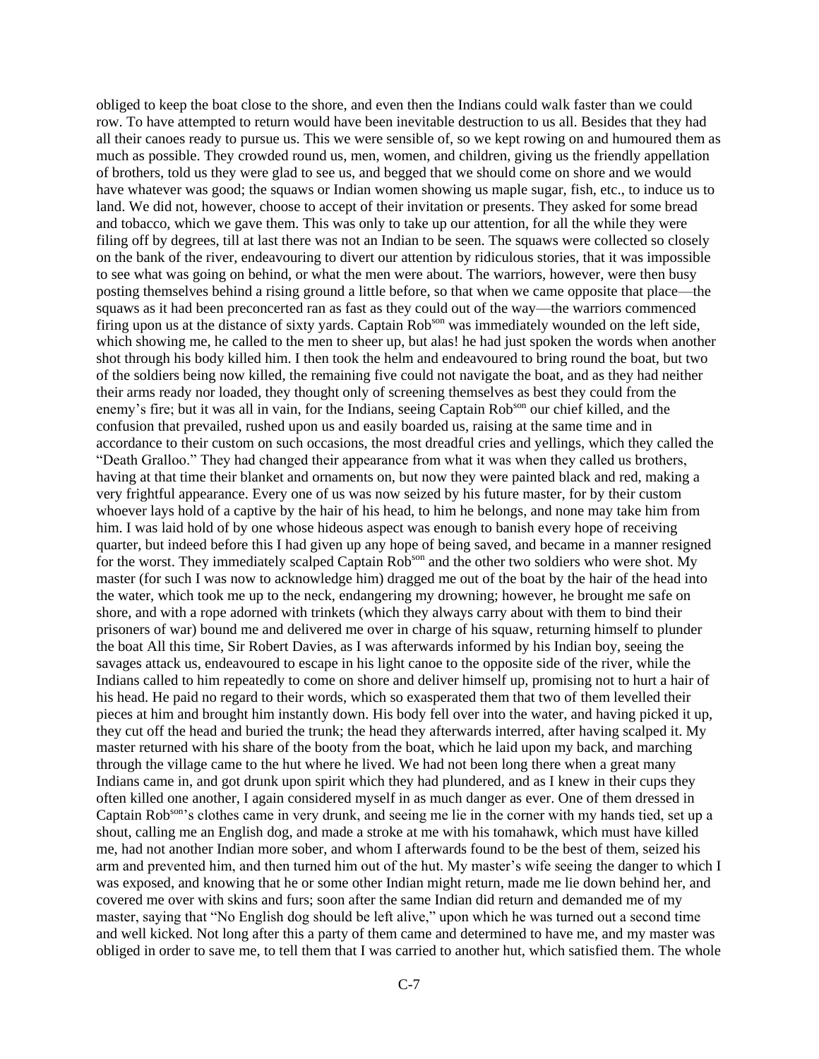obliged to keep the boat close to the shore, and even then the Indians could walk faster than we could row. To have attempted to return would have been inevitable destruction to us all. Besides that they had all their canoes ready to pursue us. This we were sensible of, so we kept rowing on and humoured them as much as possible. They crowded round us, men, women, and children, giving us the friendly appellation of brothers, told us they were glad to see us, and begged that we should come on shore and we would have whatever was good; the squaws or Indian women showing us maple sugar, fish, etc., to induce us to land. We did not, however, choose to accept of their invitation or presents. They asked for some bread and tobacco, which we gave them. This was only to take up our attention, for all the while they were filing off by degrees, till at last there was not an Indian to be seen. The squaws were collected so closely on the bank of the river, endeavouring to divert our attention by ridiculous stories, that it was impossible to see what was going on behind, or what the men were about. The warriors, however, were then busy posting themselves behind a rising ground a little before, so that when we came opposite that place—the squaws as it had been preconcerted ran as fast as they could out of the way—the warriors commenced firing upon us at the distance of sixty yards. Captain Rob[son] was immediately wounded on the left side, which showing me, he called to the men to sheer up, but alas! he had just spoken the words when another shot through his body killed him. I then took the helm and endeavoured to bring round the boat, but two of the soldiers being now killed, the remaining five could not navigate the boat, and as they had neither their arms ready nor loaded, they thought only of screening themselves as best they could from the enemy's fire; but it was all in vain, for the Indians, seeing Captain Rob[son] our chief killed, and the confusion that prevailed, rushed upon us and easily boarded us, raising at the same time and in accordance to their custom on such occasions, the most dreadful cries and yellings, which they called the "Death Gralloo." They had changed their appearance from what it was when they called us brothers, having at that time their blanket and ornaments on, but now they were painted black and red, making a very frightful appearance. Every one of us was now seized by his future master, for by their custom whoever lays hold of a captive by the hair of his head, to him he belongs, and none may take him from him. I was laid hold of by one whose hideous aspect was enough to banish every hope of receiving quarter, but indeed before this I had given up any hope of being saved, and became in a manner resigned for the worst. They immediately scalped Captain Rob[son] and the other two soldiers who were shot. My master (for such I was now to acknowledge him) dragged me out of the boat by the hair of the head into the water, which took me up to the neck, endangering my drowning; however, he brought me safe on shore, and with a rope adorned with trinkets (which they always carry about with them to bind their prisoners of war) bound me and delivered me over in charge of his squaw, returning himself to plunder the boat All this time, Sir Robert Davies, as I was afterwards informed by his Indian boy, seeing the savages attack us, endeavoured to escape in his light canoe to the opposite side of the river, while the Indians called to him repeatedly to come on shore and deliver himself up, promising not to hurt a hair of his head. He paid no regard to their words, which so exasperated them that two of them levelled their pieces at him and brought him instantly down. His body fell over into the water, and having picked it up, they cut off the head and buried the trunk; the head they afterwards interred, after having scalped it. My master returned with his share of the booty from the boat, which he laid upon my back, and marching through the village came to the hut where he lived. We had not been long there when a great many Indians came in, and got drunk upon spirit which they had plundered, and as I knew in their cups they often killed one another, I again considered myself in as much danger as ever. One of them dressed in Captain Rob[son]'s clothes came in very drunk, and seeing me lie in the corner with my hands tied, set up a shout, calling me an English dog, and made a stroke at me with his tomahawk, which must have killed me, had not another Indian more sober, and whom I afterwards found to be the best of them, seized his arm and prevented him, and then turned him out of the hut. My master's wife seeing the danger to which I was exposed, and knowing that he or some other Indian might return, made me lie down behind her, and covered me over with skins and furs; soon after the same Indian did return and demanded me of my master, saying that "No English dog should be left alive," upon which he was turned out a second time and well kicked. Not long after this a party of them came and determined to have me, and my master was obliged in order to save me, to tell them that I was carried to another hut, which satisfied them. The whole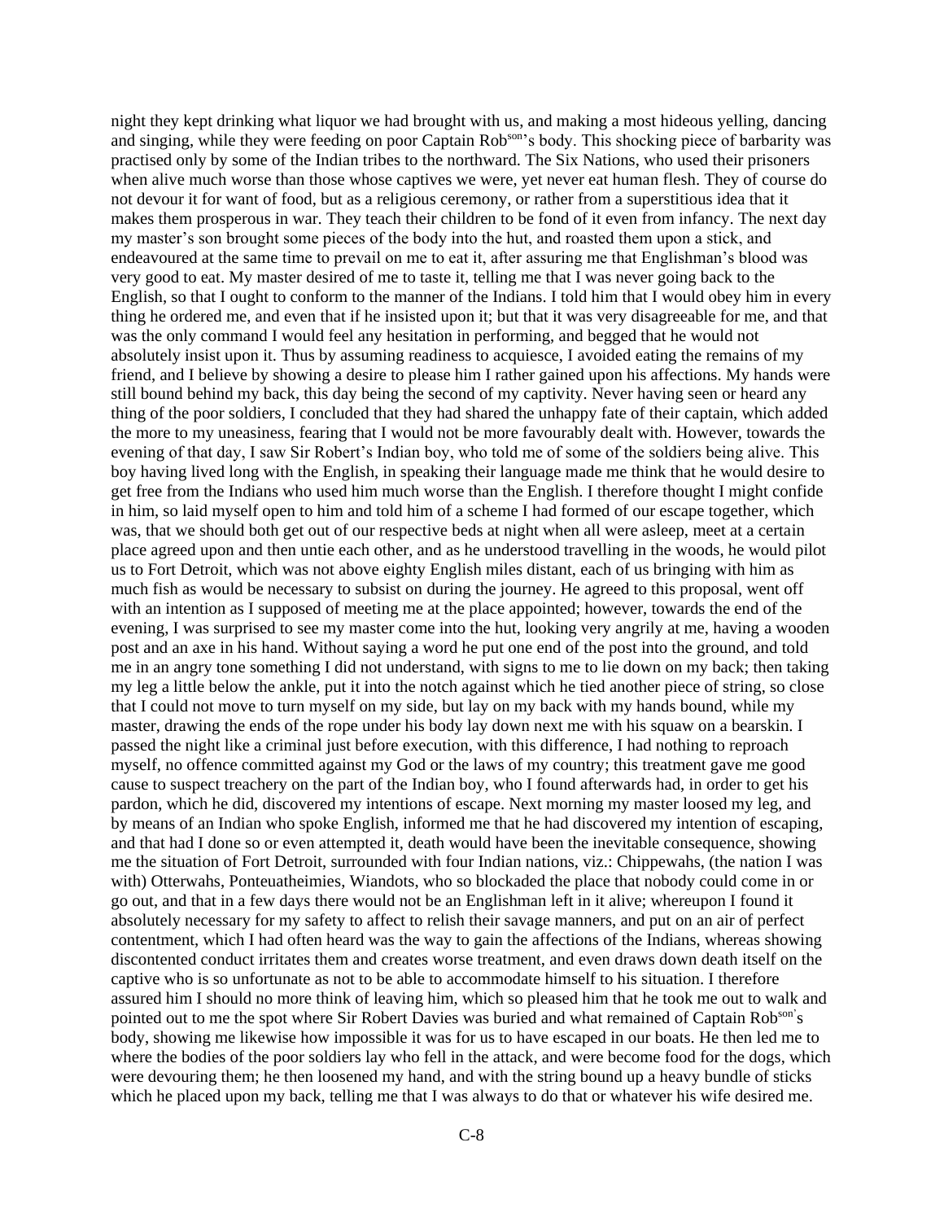night they kept drinking what liquor we had brought with us, and making a most hideous yelling, dancing and singing, while they were feeding on poor Captain Rob[son]'s body. This shocking piece of barbarity was practised only by some of the Indian tribes to the northward. The Six Nations, who used their prisoners when alive much worse than those whose captives we were, yet never eat human flesh. They of course do not devour it for want of food, but as a religious ceremony, or rather from a superstitious idea that it makes them prosperous in war. They teach their children to be fond of it even from infancy. The next day my master's son brought some pieces of the body into the hut, and roasted them upon a stick, and endeavoured at the same time to prevail on me to eat it, after assuring me that Englishman's blood was very good to eat. My master desired of me to taste it, telling me that I was never going back to the English, so that I ought to conform to the manner of the Indians. I told him that I would obey him in every thing he ordered me, and even that if he insisted upon it; but that it was very disagreeable for me, and that was the only command I would feel any hesitation in performing, and begged that he would not absolutely insist upon it. Thus by assuming readiness to acquiesce, I avoided eating the remains of my friend, and I believe by showing a desire to please him I rather gained upon his affections. My hands were still bound behind my back, this day being the second of my captivity. Never having seen or heard any thing of the poor soldiers, I concluded that they had shared the unhappy fate of their captain, which added the more to my uneasiness, fearing that I would not be more favourably dealt with. However, towards the evening of that day, I saw Sir Robert's Indian boy, who told me of some of the soldiers being alive. This boy having lived long with the English, in speaking their language made me think that he would desire to get free from the Indians who used him much worse than the English. I therefore thought I might confide in him, so laid myself open to him and told him of a scheme I had formed of our escape together, which was, that we should both get out of our respective beds at night when all were asleep, meet at a certain place agreed upon and then untie each other, and as he understood travelling in the woods, he would pilot us to Fort Detroit, which was not above eighty English miles distant, each of us bringing with him as much fish as would be necessary to subsist on during the journey. He agreed to this proposal, went off with an intention as I supposed of meeting me at the place appointed; however, towards the end of the evening, I was surprised to see my master come into the hut, looking very angrily at me, having a wooden post and an axe in his hand. Without saying a word he put one end of the post into the ground, and told me in an angry tone something I did not understand, with signs to me to lie down on my back; then taking my leg a little below the ankle, put it into the notch against which he tied another piece of string, so close that I could not move to turn myself on my side, but lay on my back with my hands bound, while my master, drawing the ends of the rope under his body lay down next me with his squaw on a bearskin. I passed the night like a criminal just before execution, with this difference, I had nothing to reproach myself, no offence committed against my God or the laws of my country; this treatment gave me good cause to suspect treachery on the part of the Indian boy, who I found afterwards had, in order to get his pardon, which he did, discovered my intentions of escape. Next morning my master loosed my leg, and by means of an Indian who spoke English, informed me that he had discovered my intention of escaping, and that had I done so or even attempted it, death would have been the inevitable consequence, showing me the situation of Fort Detroit, surrounded with four Indian nations, viz.: Chippewahs, (the nation I was with) Otterwahs, Ponteuatheimies, Wiandots, who so blockaded the place that nobody could come in or go out, and that in a few days there would not be an Englishman left in it alive; whereupon I found it absolutely necessary for my safety to affect to relish their savage manners, and put on an air of perfect contentment, which I had often heard was the way to gain the affections of the Indians, whereas showing discontented conduct irritates them and creates worse treatment, and even draws down death itself on the captive who is so unfortunate as not to be able to accommodate himself to his situation. I therefore assured him I should no more think of leaving him, which so pleased him that he took me out to walk and pointed out to me the spot where Sir Robert Davies was buried and what remained of Captain Rob[son]'s body, showing me likewise how impossible it was for us to have escaped in our boats. He then led me to where the bodies of the poor soldiers lay who fell in the attack, and were become food for the dogs, which were devouring them; he then loosened my hand, and with the string bound up a heavy bundle of sticks which he placed upon my back, telling me that I was always to do that or whatever his wife desired me.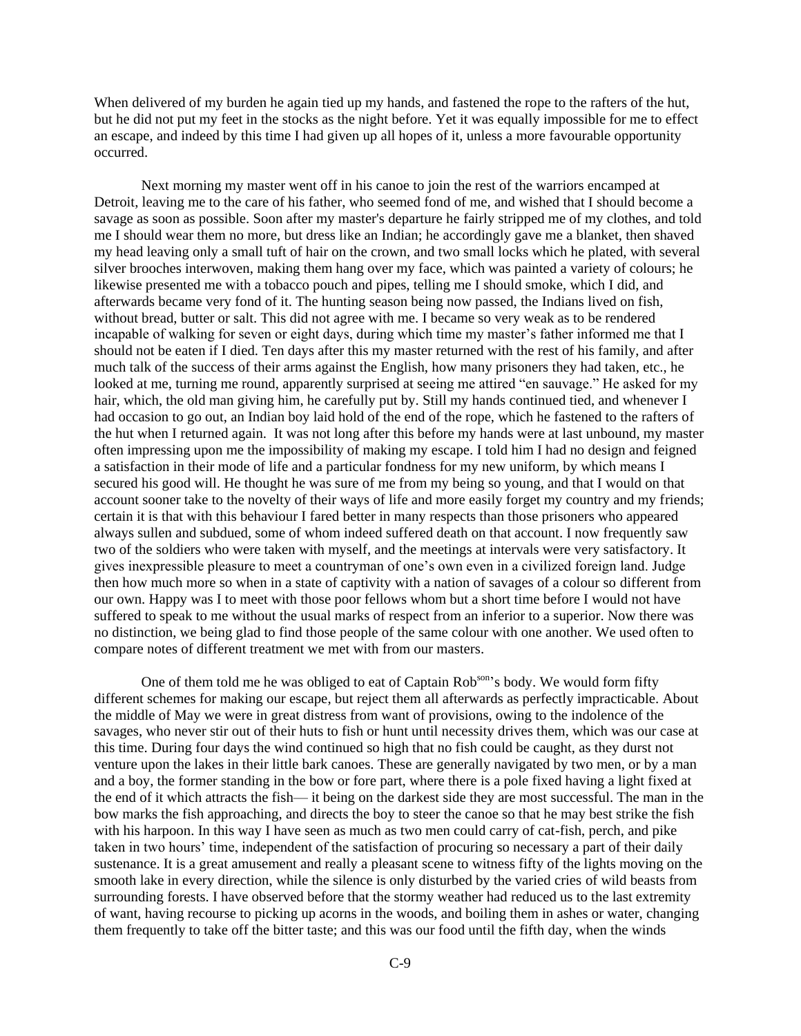When delivered of my burden he again tied up my hands, and fastened the rope to the rafters of the hut, but he did not put my feet in the stocks as the night before. Yet it was equally impossible for me to effect an escape, and indeed by this time I had given up all hopes of it, unless a more favourable opportunity occurred.

Next morning my master went off in his canoe to join the rest of the warriors encamped at Detroit, leaving me to the care of his father, who seemed fond of me, and wished that I should become a savage as soon as possible. Soon after my master's departure he fairly stripped me of my clothes, and told me I should wear them no more, but dress like an Indian; he accordingly gave me a blanket, then shaved my head leaving only a small tuft of hair on the crown, and two small locks which he plated, with several silver brooches interwoven, making them hang over my face, which was painted a variety of colours; he likewise presented me with a tobacco pouch and pipes, telling me I should smoke, which I did, and afterwards became very fond of it. The hunting season being now passed, the Indians lived on fish, without bread, butter or salt. This did not agree with me. I became so very weak as to be rendered incapable of walking for seven or eight days, during which time my master's father informed me that I should not be eaten if I died. Ten days after this my master returned with the rest of his family, and after much talk of the success of their arms against the English, how many prisoners they had taken, etc., he looked at me, turning me round, apparently surprised at seeing me attired "en sauvage." He asked for my hair, which, the old man giving him, he carefully put by. Still my hands continued tied, and whenever I had occasion to go out, an Indian boy laid hold of the end of the rope, which he fastened to the rafters of the hut when I returned again. It was not long after this before my hands were at last unbound, my master often impressing upon me the impossibility of making my escape. I told him I had no design and feigned a satisfaction in their mode of life and a particular fondness for my new uniform, by which means I secured his good will. He thought he was sure of me from my being so young, and that I would on that account sooner take to the novelty of their ways of life and more easily forget my country and my friends; certain it is that with this behaviour I fared better in many respects than those prisoners who appeared always sullen and subdued, some of whom indeed suffered death on that account. I now frequently saw two of the soldiers who were taken with myself, and the meetings at intervals were very satisfactory. It gives inexpressible pleasure to meet a countryman of one's own even in a civilized foreign land. Judge then how much more so when in a state of captivity with a nation of savages of a colour so different from our own. Happy was I to meet with those poor fellows whom but a short time before I would not have suffered to speak to me without the usual marks of respect from an inferior to a superior. Now there was no distinction, we being glad to find those people of the same colour with one another. We used often to compare notes of different treatment we met with from our masters.

One of them told me he was obliged to eat of Captain Rob[son]'s body. We would form fifty different schemes for making our escape, but reject them all afterwards as perfectly impracticable. About the middle of May we were in great distress from want of provisions, owing to the indolence of the savages, who never stir out of their huts to fish or hunt until necessity drives them, which was our case at this time. During four days the wind continued so high that no fish could be caught, as they durst not venture upon the lakes in their little bark canoes. These are generally navigated by two men, or by a man and a boy, the former standing in the bow or fore part, where there is a pole fixed having a light fixed at the end of it which attracts the fish— it being on the darkest side they are most successful. The man in the bow marks the fish approaching, and directs the boy to steer the canoe so that he may best strike the fish with his harpoon. In this way I have seen as much as two men could carry of cat-fish, perch, and pike taken in two hours' time, independent of the satisfaction of procuring so necessary a part of their daily sustenance. It is a great amusement and really a pleasant scene to witness fifty of the lights moving on the smooth lake in every direction, while the silence is only disturbed by the varied cries of wild beasts from surrounding forests. I have observed before that the stormy weather had reduced us to the last extremity of want, having recourse to picking up acorns in the woods, and boiling them in ashes or water, changing them frequently to take off the bitter taste; and this was our food until the fifth day, when the winds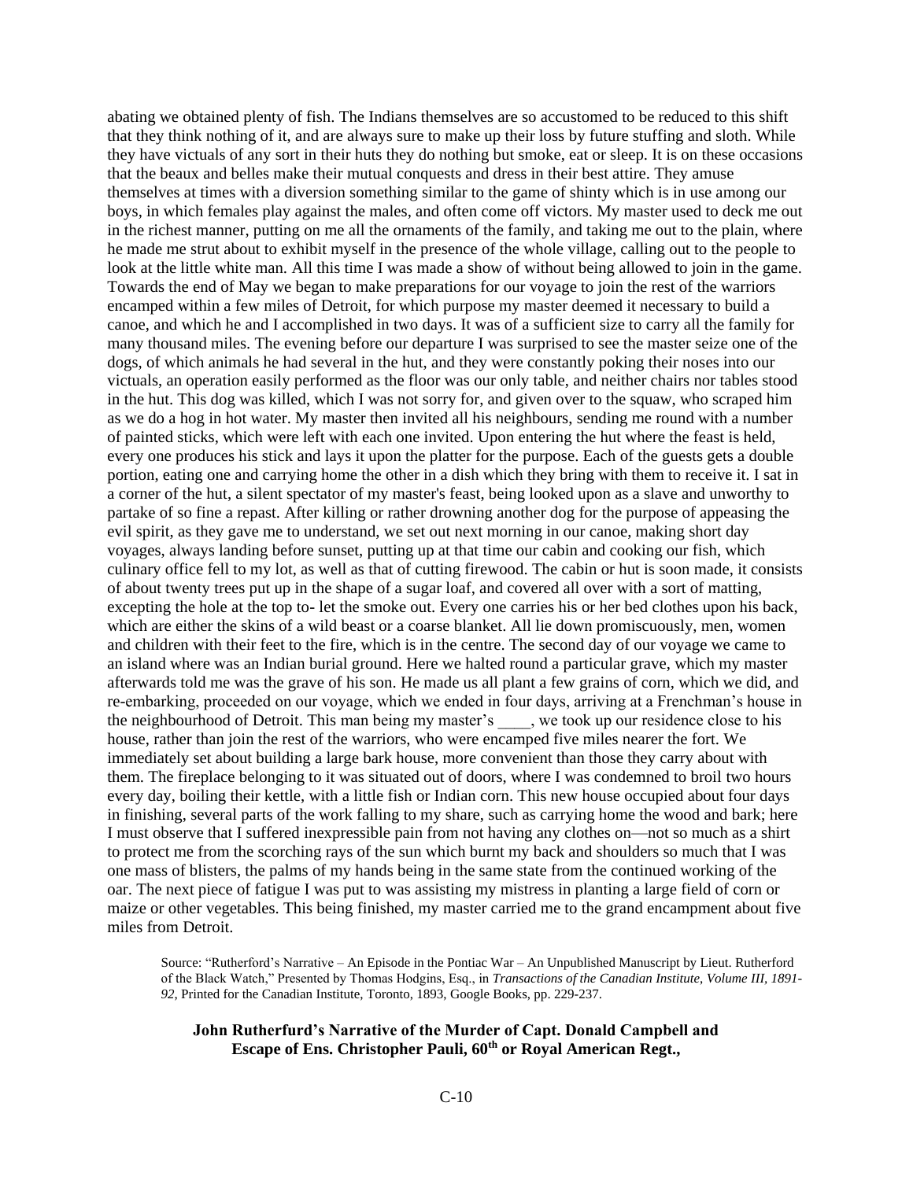abating we obtained plenty of fish. The Indians themselves are so accustomed to be reduced to this shift that they think nothing of it, and are always sure to make up their loss by future stuffing and sloth. While they have victuals of any sort in their huts they do nothing but smoke, eat or sleep. It is on these occasions that the beaux and belles make their mutual conquests and dress in their best attire. They amuse themselves at times with a diversion something similar to the game of shinty which is in use among our boys, in which females play against the males, and often come off victors. My master used to deck me out in the richest manner, putting on me all the ornaments of the family, and taking me out to the plain, where he made me strut about to exhibit myself in the presence of the whole village, calling out to the people to look at the little white man. All this time I was made a show of without being allowed to join in the game. Towards the end of May we began to make preparations for our voyage to join the rest of the warriors encamped within a few miles of Detroit, for which purpose my master deemed it necessary to build a canoe, and which he and I accomplished in two days. It was of a sufficient size to carry all the family for many thousand miles. The evening before our departure I was surprised to see the master seize one of the dogs, of which animals he had several in the hut, and they were constantly poking their noses into our victuals, an operation easily performed as the floor was our only table, and neither chairs nor tables stood in the hut. This dog was killed, which I was not sorry for, and given over to the squaw, who scraped him as we do a hog in hot water. My master then invited all his neighbours, sending me round with a number of painted sticks, which were left with each one invited. Upon entering the hut where the feast is held, every one produces his stick and lays it upon the platter for the purpose. Each of the guests gets a double portion, eating one and carrying home the other in a dish which they bring with them to receive it. I sat in a corner of the hut, a silent spectator of my master's feast, being looked upon as a slave and unworthy to partake of so fine a repast. After killing or rather drowning another dog for the purpose of appeasing the evil spirit, as they gave me to understand, we set out next morning in our canoe, making short day voyages, always landing before sunset, putting up at that time our cabin and cooking our fish, which culinary office fell to my lot, as well as that of cutting firewood. The cabin or hut is soon made, it consists of about twenty trees put up in the shape of a sugar loaf, and covered all over with a sort of matting, excepting the hole at the top to- let the smoke out. Every one carries his or her bed clothes upon his back, which are either the skins of a wild beast or a coarse blanket. All lie down promiscuously, men, women and children with their feet to the fire, which is in the centre. The second day of our voyage we came to an island where was an Indian burial ground. Here we halted round a particular grave, which my master afterwards told me was the grave of his son. He made us all plant a few grains of corn, which we did, and re-embarking, proceeded on our voyage, which we ended in four days, arriving at a Frenchman's house in the neighbourhood of Detroit. This man being my master's ____, we took up our residence close to his house, rather than join the rest of the warriors, who were encamped five miles nearer the fort. We immediately set about building a large bark house, more convenient than those they carry about with them. The fireplace belonging to it was situated out of doors, where I was condemned to broil two hours every day, boiling their kettle, with a little fish or Indian corn. This new house occupied about four days in finishing, several parts of the work falling to my share, such as carrying home the wood and bark; here I must observe that I suffered inexpressible pain from not having any clothes on—not so much as a shirt to protect me from the scorching rays of the sun which burnt my back and shoulders so much that I was one mass of blisters, the palms of my hands being in the same state from the continued working of the oar. The next piece of fatigue I was put to was assisting my mistress in planting a large field of corn or maize or other vegetables. This being finished, my master carried me to the grand encampment about five miles from Detroit.

> Source: "Rutherford's Narrative – An Episode in the Pontiac War – An Unpublished Manuscript by Lieut. Rutherford of the Black Watch," Presented by Thomas Hodgins, Esq., in *Transactions of the Canadian Institute, Volume III, 1891-92,* Printed for the Canadian Institute, Toronto, 1893, Google Books, pp. 229-237.

**John Rutherfurd's Narrative of the Murder of Capt. Donald Campbell and Escape of Ens. Christopher Pauli, 60th or Royal American Regt.,**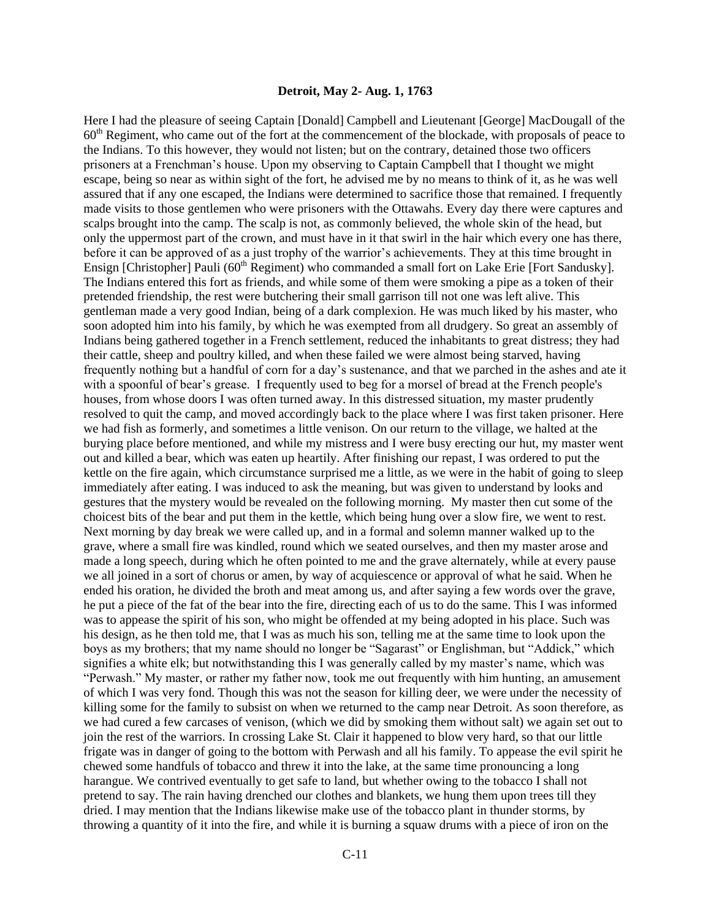**Detroit, May 2- Aug. 1, 1763**

Here I had the pleasure of seeing Captain [Donald] Campbell and Lieutenant [George] MacDougall of the 60th Regiment, who came out of the fort at the commencement of the blockade, with proposals of peace to the Indians. To this however, they would not listen; but on the contrary, detained those two officers prisoners at a Frenchman's house. Upon my observing to Captain Campbell that I thought we might escape, being so near as within sight of the fort, he advised me by no means to think of it, as he was well assured that if any one escaped, the Indians were determined to sacrifice those that remained. I frequently made visits to those gentlemen who were prisoners with the Ottawahs. Every day there were captures and scalps brought into the camp. The scalp is not, as commonly believed, the whole skin of the head, but only the uppermost part of the crown, and must have in it that swirl in the hair which every one has there, before it can be approved of as a just trophy of the warrior's achievements. They at this time brought in Ensign [Christopher] Pauli (60th Regiment) who commanded a small fort on Lake Erie [Fort Sandusky]. The Indians entered this fort as friends, and while some of them were smoking a pipe as a token of their pretended friendship, the rest were butchering their small garrison till not one was left alive. This gentleman made a very good Indian, being of a dark complexion. He was much liked by his master, who soon adopted him into his family, by which he was exempted from all drudgery. So great an assembly of Indians being gathered together in a French settlement, reduced the inhabitants to great distress; they had their cattle, sheep and poultry killed, and when these failed we were almost being starved, having frequently nothing but a handful of corn for a day's sustenance, and that we parched in the ashes and ate it with a spoonful of bear's grease. I frequently used to beg for a morsel of bread at the French people's houses, from whose doors I was often turned away. In this distressed situation, my master prudently resolved to quit the camp, and moved accordingly back to the place where I was first taken prisoner. Here we had fish as formerly, and sometimes a little venison. On our return to the village, we halted at the burying place before mentioned, and while my mistress and I were busy erecting our hut, my master went out and killed a bear, which was eaten up heartily. After finishing our repast, I was ordered to put the kettle on the fire again, which circumstance surprised me a little, as we were in the habit of going to sleep immediately after eating. I was induced to ask the meaning, but was given to understand by looks and gestures that the mystery would be revealed on the following morning. My master then cut some of the choicest bits of the bear and put them in the kettle, which being hung over a slow fire, we went to rest. Next morning by day break we were called up, and in a formal and solemn manner walked up to the grave, where a small fire was kindled, round which we seated ourselves, and then my master arose and made a long speech, during which he often pointed to me and the grave alternately, while at every pause we all joined in a sort of chorus or amen, by way of acquiescence or approval of what he said. When he ended his oration, he divided the broth and meat among us, and after saying a few words over the grave, he put a piece of the fat of the bear into the fire, directing each of us to do the same. This I was informed was to appease the spirit of his son, who might be offended at my being adopted in his place. Such was his design, as he then told me, that I was as much his son, telling me at the same time to look upon the boys as my brothers; that my name should no longer be "Sagarast" or Englishman, but "Addick," which signifies a white elk; but notwithstanding this I was generally called by my master's name, which was "Perwash." My master, or rather my father now, took me out frequently with him hunting, an amusement of which I was very fond. Though this was not the season for killing deer, we were under the necessity of killing some for the family to subsist on when we returned to the camp near Detroit. As soon therefore, as we had cured a few carcases of venison, (which we did by smoking them without salt) we again set out to join the rest of the warriors. In crossing Lake St. Clair it happened to blow very hard, so that our little frigate was in danger of going to the bottom with Perwash and all his family. To appease the evil spirit he chewed some handfuls of tobacco and threw it into the lake, at the same time pronouncing a long harangue. We contrived eventually to get safe to land, but whether owing to the tobacco I shall not pretend to say. The rain having drenched our clothes and blankets, we hung them upon trees till they dried. I may mention that the Indians likewise make use of the tobacco plant in thunder storms, by throwing a quantity of it into the fire, and while it is burning a squaw drums with a piece of iron on the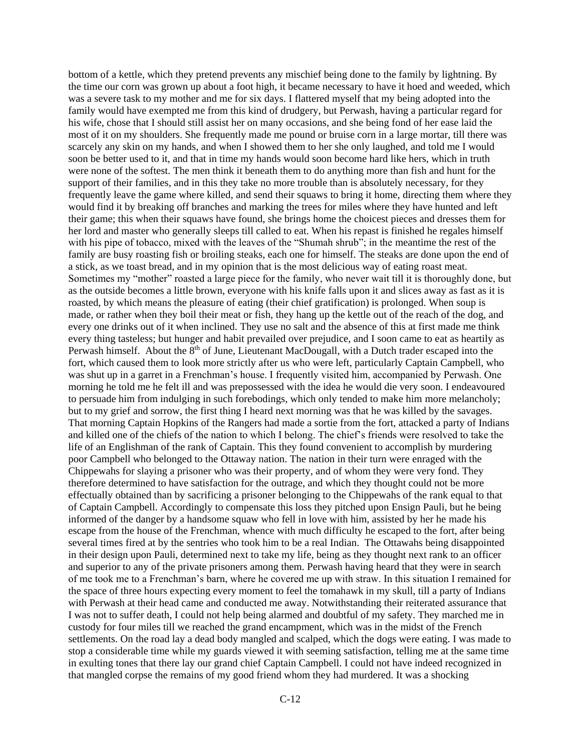bottom of a kettle, which they pretend prevents any mischief being done to the family by lightning. By the time our corn was grown up about a foot high, it became necessary to have it hoed and weeded, which was a severe task to my mother and me for six days. I flattered myself that my being adopted into the family would have exempted me from this kind of drudgery, but Perwash, having a particular regard for his wife, chose that I should still assist her on many occasions, and she being fond of her ease laid the most of it on my shoulders. She frequently made me pound or bruise corn in a large mortar, till there was scarcely any skin on my hands, and when I showed them to her she only laughed, and told me I would soon be better used to it, and that in time my hands would soon become hard like hers, which in truth were none of the softest. The men think it beneath them to do anything more than fish and hunt for the support of their families, and in this they take no more trouble than is absolutely necessary, for they frequently leave the game where killed, and send their squaws to bring it home, directing them where they would find it by breaking off branches and marking the trees for miles where they have hunted and left their game; this when their squaws have found, she brings home the choicest pieces and dresses them for her lord and master who generally sleeps till called to eat. When his repast is finished he regales himself with his pipe of tobacco, mixed with the leaves of the "Shumah shrub"; in the meantime the rest of the family are busy roasting fish or broiling steaks, each one for himself. The steaks are done upon the end of a stick, as we toast bread, and in my opinion that is the most delicious way of eating roast meat. Sometimes my "mother" roasted a large piece for the family, who never wait till it is thoroughly done, but as the outside becomes a little brown, everyone with his knife falls upon it and slices away as fast as it is roasted, by which means the pleasure of eating (their chief gratification) is prolonged. When soup is made, or rather when they boil their meat or fish, they hang up the kettle out of the reach of the dog, and every one drinks out of it when inclined. They use no salt and the absence of this at first made me think every thing tasteless; but hunger and habit prevailed over prejudice, and I soon came to eat as heartily as Perwash himself. About the 8th of June, Lieutenant MacDougall, with a Dutch trader escaped into the fort, which caused them to look more strictly after us who were left, particularly Captain Campbell, who was shut up in a garret in a Frenchman's house. I frequently visited him, accompanied by Perwash. One morning he told me he felt ill and was prepossessed with the idea he would die very soon. I endeavoured to persuade him from indulging in such forebodings, which only tended to make him more melancholy; but to my grief and sorrow, the first thing I heard next morning was that he was killed by the savages. That morning Captain Hopkins of the Rangers had made a sortie from the fort, attacked a party of Indians and killed one of the chiefs of the nation to which I belong. The chief's friends were resolved to take the life of an Englishman of the rank of Captain. This they found convenient to accomplish by murdering poor Campbell who belonged to the Ottaway nation. The nation in their turn were enraged with the Chippewahs for slaying a prisoner who was their property, and of whom they were very fond. They therefore determined to have satisfaction for the outrage, and which they thought could not be more effectually obtained than by sacrificing a prisoner belonging to the Chippewahs of the rank equal to that of Captain Campbell. Accordingly to compensate this loss they pitched upon Ensign Pauli, but he being informed of the danger by a handsome squaw who fell in love with him, assisted by her he made his escape from the house of the Frenchman, whence with much difficulty he escaped to the fort, after being several times fired at by the sentries who took him to be a real Indian. The Ottawahs being disappointed in their design upon Pauli, determined next to take my life, being as they thought next rank to an officer and superior to any of the private prisoners among them. Perwash having heard that they were in search of me took me to a Frenchman's barn, where he covered me up with straw. In this situation I remained for the space of three hours expecting every moment to feel the tomahawk in my skull, till a party of Indians with Perwash at their head came and conducted me away. Notwithstanding their reiterated assurance that I was not to suffer death, I could not help being alarmed and doubtful of my safety. They marched me in custody for four miles till we reached the grand encampment, which was in the midst of the French settlements. On the road lay a dead body mangled and scalped, which the dogs were eating. I was made to stop a considerable time while my guards viewed it with seeming satisfaction, telling me at the same time in exulting tones that there lay our grand chief Captain Campbell. I could not have indeed recognized in that mangled corpse the remains of my good friend whom they had murdered. It was a shocking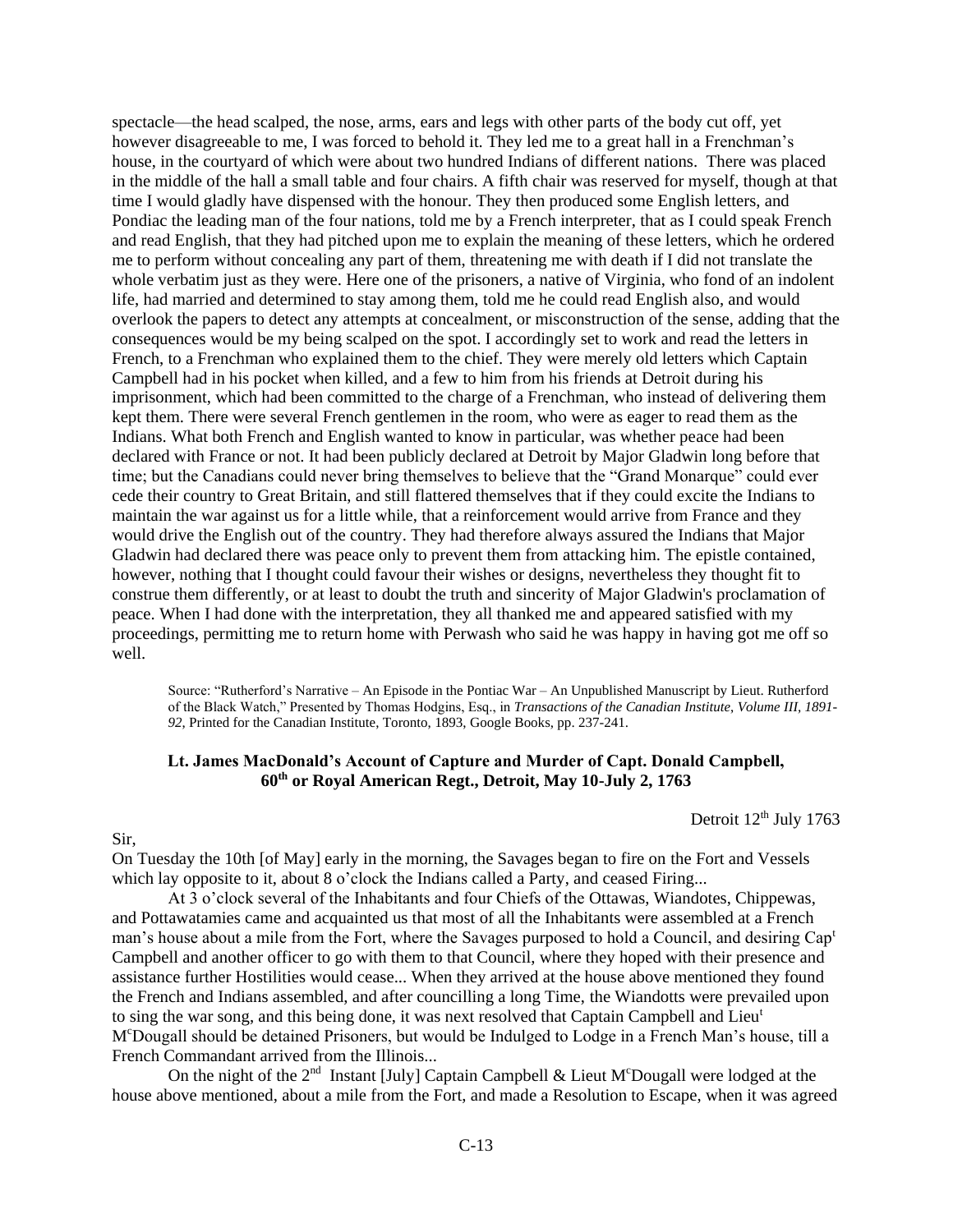spectacle—the head scalped, the nose, arms, ears and legs with other parts of the body cut off, yet however disagreeable to me, I was forced to behold it. They led me to a great hall in a Frenchman's house, in the courtyard of which were about two hundred Indians of different nations. There was placed in the middle of the hall a small table and four chairs. A fifth chair was reserved for myself, though at that time I would gladly have dispensed with the honour. They then produced some English letters, and Pondiac the leading man of the four nations, told me by a French interpreter, that as I could speak French and read English, that they had pitched upon me to explain the meaning of these letters, which he ordered me to perform without concealing any part of them, threatening me with death if I did not translate the whole verbatim just as they were. Here one of the prisoners, a native of Virginia, who fond of an indolent life, had married and determined to stay among them, told me he could read English also, and would overlook the papers to detect any attempts at concealment, or misconstruction of the sense, adding that the consequences would be my being scalped on the spot. I accordingly set to work and read the letters in French, to a Frenchman who explained them to the chief. They were merely old letters which Captain Campbell had in his pocket when killed, and a few to him from his friends at Detroit during his imprisonment, which had been committed to the charge of a Frenchman, who instead of delivering them kept them. There were several French gentlemen in the room, who were as eager to read them as the Indians. What both French and English wanted to know in particular, was whether peace had been declared with France or not. It had been publicly declared at Detroit by Major Gladwin long before that time; but the Canadians could never bring themselves to believe that the "Grand Monarque" could ever cede their country to Great Britain, and still flattered themselves that if they could excite the Indians to maintain the war against us for a little while, that a reinforcement would arrive from France and they would drive the English out of the country. They had therefore always assured the Indians that Major Gladwin had declared there was peace only to prevent them from attacking him. The epistle contained, however, nothing that I thought could favour their wishes or designs, nevertheless they thought fit to construe them differently, or at least to doubt the truth and sincerity of Major Gladwin's proclamation of peace. When I had done with the interpretation, they all thanked me and appeared satisfied with my proceedings, permitting me to return home with Perwash who said he was happy in having got me off so well.

> Source: "Rutherford's Narrative – An Episode in the Pontiac War – An Unpublished Manuscript by Lieut. Rutherford of the Black Watch," Presented by Thomas Hodgins, Esq., in *Transactions of the Canadian Institute, Volume III, 1891-92*, Printed for the Canadian Institute, Toronto, 1893, Google Books, pp. 237-241.

### Lt. James MacDonald's Account of Capture and Murder of Capt. Donald Campbell, 60th or Royal American Regt., Detroit, May 10-July 2, 1763

Detroit 12th July 1763

Sir,

On Tuesday the 10th [of May] early in the morning, the Savages began to fire on the Fort and Vessels which lay opposite to it, about 8 o'clock the Indians called a Party, and ceased Firing...

At 3 o'clock several of the Inhabitants and four Chiefs of the Ottawas, Wiandotes, Chippewas, and Pottawatamies came and acquainted us that most of all the Inhabitants were assembled at a French man's house about a mile from the Fort, where the Savages purposed to hold a Council, and desiring Capt Campbell and another officer to go with them to that Council, where they hoped with their presence and assistance further Hostilities would cease... When they arrived at the house above mentioned they found the French and Indians assembled, and after councilling a long Time, the Wiandotts were prevailed upon to sing the war song, and this being done, it was next resolved that Captain Campbell and Lieut McDougall should be detained Prisoners, but would be Indulged to Lodge in a French Man's house, till a French Commandant arrived from the Illinois...

On the night of the 2nd Instant [July] Captain Campbell & Lieut McDougall were lodged at the house above mentioned, about a mile from the Fort, and made a Resolution to Escape, when it was agreed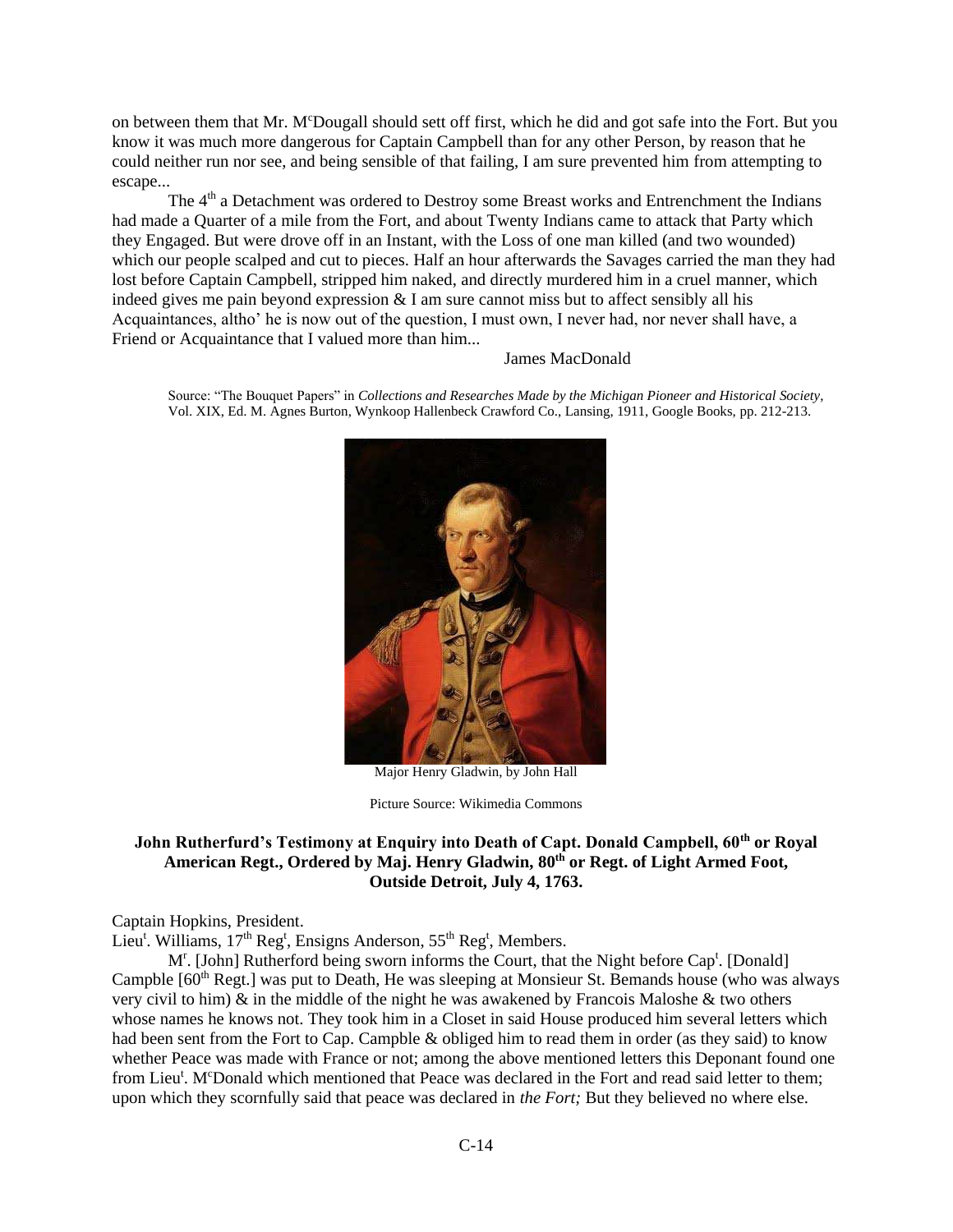on between them that Mr. M^cDougall should sett off first, which he did and got safe into the Fort. But you know it was much more dangerous for Captain Campbell than for any other Person, by reason that he could neither run nor see, and being sensible of that failing, I am sure prevented him from attempting to escape...

The 4th a Detachment was ordered to Destroy some Breast works and Entrenchment the Indians had made a Quarter of a mile from the Fort, and about Twenty Indians came to attack that Party which they Engaged. But were drove off in an Instant, with the Loss of one man killed (and two wounded) which our people scalped and cut to pieces. Half an hour afterwards the Savages carried the man they had lost before Captain Campbell, stripped him naked, and directly murdered him in a cruel manner, which indeed gives me pain beyond expression & I am sure cannot miss but to affect sensibly all his Acquaintances, altho' he is now out of the question, I must own, I never had, nor never shall have, a Friend or Acquaintance that I valued more than him...

James MacDonald

Source: "The Bouquet Papers" in *Collections and Researches Made by the Michigan Pioneer and Historical Society*, Vol. XIX, Ed. M. Agnes Burton, Wynkoop Hallenbeck Crawford Co., Lansing, 1911, Google Books, pp. 212-213.

Major Henry Gladwin, by John Hall

Picture Source: Wikimedia Commons

### John Rutherfurd's Testimony at Enquiry into Death of Capt. Donald Campbell, 60th or Royal American Regt., Ordered by Maj. Henry Gladwin, 80th or Regt. of Light Armed Foot, Outside Detroit, July 4, 1763.

Captain Hopkins, President.
Lieu^t. Williams, 17th Reg^t, Ensigns Anderson, 55th Reg^t, Members.

M^r. [John] Rutherford being sworn informs the Court, that the Night before Cap^t. [Donald] Campble [60th Regt.] was put to Death, He was sleeping at Monsieur St. Bemands house (who was always very civil to him) & in the middle of the night he was awakened by Francois Maloshe & two others whose names he knows not. They took him in a Closet in said House produced him several letters which had been sent from the Fort to Cap. Campble & obliged him to read them in order (as they said) to know whether Peace was made with France or not; among the above mentioned letters this Deponant found one from Lieu^t. M^cDonald which mentioned that Peace was declared in the Fort and read said letter to them; upon which they scornfully said that peace was declared in *the Fort;* But they believed no where else.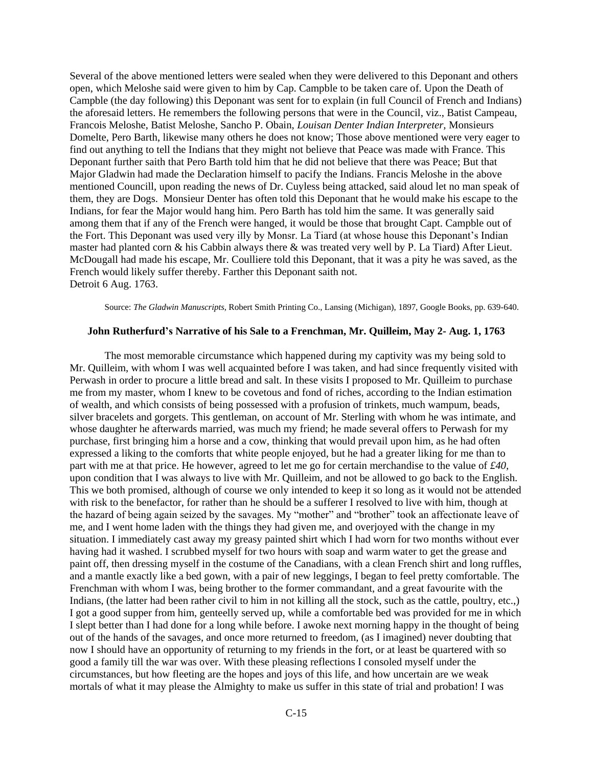Several of the above mentioned letters were sealed when they were delivered to this Deponant and others open, which Meloshe said were given to him by Cap. Campble to be taken care of. Upon the Death of Campble (the day following) this Deponant was sent for to explain (in full Council of French and Indians) the aforesaid letters. He remembers the following persons that were in the Council, viz., Batist Campeau, Francois Meloshe, Batist Meloshe, Sancho P. Obain, *Louisan Denter Indian Interpreter,* Monsieurs Domelte, Pero Barth, likewise many others he does not know; Those above mentioned were very eager to find out anything to tell the Indians that they might not believe that Peace was made with France. This Deponant further saith that Pero Barth told him that he did not believe that there was Peace; But that Major Gladwin had made the Declaration himself to pacify the Indians. Francis Meloshe in the above mentioned Councill, upon reading the news of Dr. Cuyless being attacked, said aloud let no man speak of them, they are Dogs. Monsieur Denter has often told this Deponant that he would make his escape to the Indians, for fear the Major would hang him. Pero Barth has told him the same. It was generally said among them that if any of the French were hanged, it would be those that brought Capt. Campble out of the Fort. This Deponant was used very illy by Monsr. La Tiard (at whose house this Deponant's Indian master had planted corn & his Cabbin always there & was treated very well by P. La Tiard) After Lieut. McDougall had made his escape, Mr. Coulliere told this Deponant, that it was a pity he was saved, as the French would likely suffer thereby. Farther this Deponant saith not.
Detroit 6 Aug. 1763.

Source: *The Gladwin Manuscripts,* Robert Smith Printing Co., Lansing (Michigan), 1897, Google Books, pp. 639-640.

### John Rutherfurd's Narrative of his Sale to a Frenchman, Mr. Quilleim, May 2- Aug. 1, 1763

The most memorable circumstance which happened during my captivity was my being sold to Mr. Quilleim, with whom I was well acquainted before I was taken, and had since frequently visited with Perwash in order to procure a little bread and salt. In these visits I proposed to Mr. Quilleim to purchase me from my master, whom I knew to be covetous and fond of riches, according to the Indian estimation of wealth, and which consists of being possessed with a profusion of trinkets, much wampum, beads, silver bracelets and gorgets. This gentleman, on account of Mr. Sterling with whom he was intimate, and whose daughter he afterwards married, was much my friend; he made several offers to Perwash for my purchase, first bringing him a horse and a cow, thinking that would prevail upon him, as he had often expressed a liking to the comforts that white people enjoyed, but he had a greater liking for me than to part with me at that price. He however, agreed to let me go for certain merchandise to the value of *£40,* upon condition that I was always to live with Mr. Quilleim, and not be allowed to go back to the English. This we both promised, although of course we only intended to keep it so long as it would not be attended with risk to the benefactor, for rather than he should be a sufferer I resolved to live with him, though at the hazard of being again seized by the savages. My "mother" and "brother" took an affectionate leave of me, and I went home laden with the things they had given me, and overjoyed with the change in my situation. I immediately cast away my greasy painted shirt which I had worn for two months without ever having had it washed. I scrubbed myself for two hours with soap and warm water to get the grease and paint off, then dressing myself in the costume of the Canadians, with a clean French shirt and long ruffles, and a mantle exactly like a bed gown, with a pair of new leggings, I began to feel pretty comfortable. The Frenchman with whom I was, being brother to the former commandant, and a great favourite with the Indians, (the latter had been rather civil to him in not killing all the stock, such as the cattle, poultry, etc.,) I got a good supper from him, genteelly served up, while a comfortable bed was provided for me in which I slept better than I had done for a long while before. I awoke next morning happy in the thought of being out of the hands of the savages, and once more returned to freedom, (as I imagined) never doubting that now I should have an opportunity of returning to my friends in the fort, or at least be quartered with so good a family till the war was over. With these pleasing reflections I consoled myself under the circumstances, but how fleeting are the hopes and joys of this life, and how uncertain are we weak mortals of what it may please the Almighty to make us suffer in this state of trial and probation! I was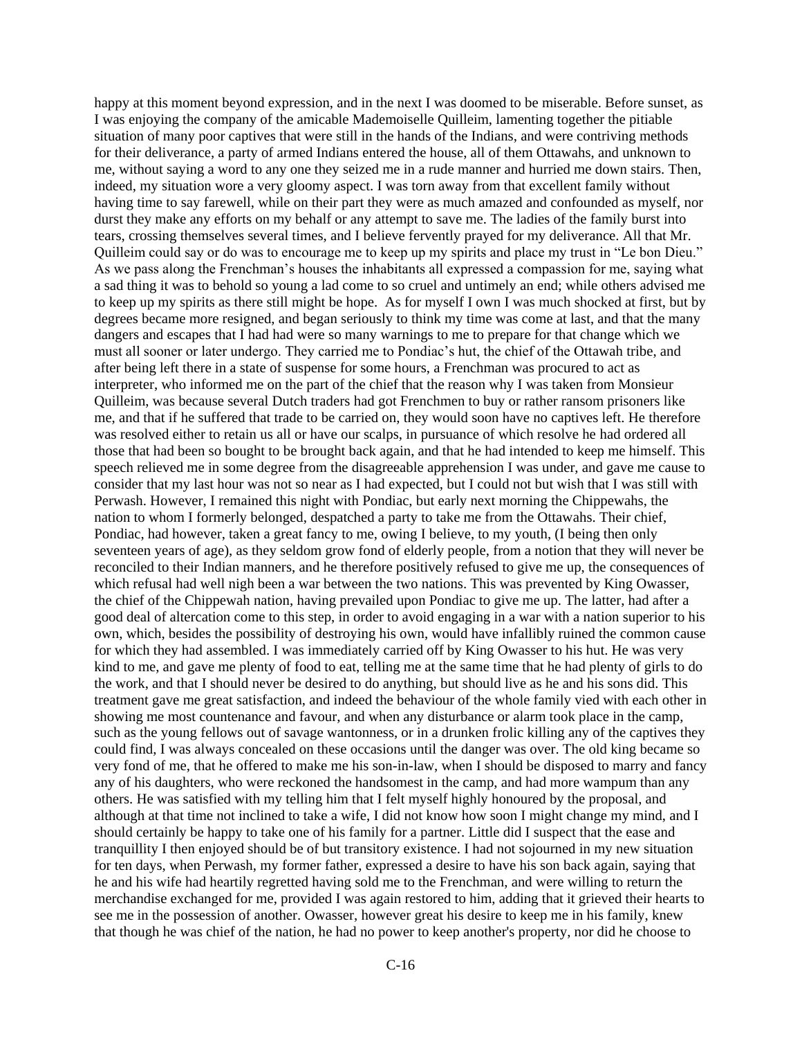happy at this moment beyond expression, and in the next I was doomed to be miserable. Before sunset, as I was enjoying the company of the amicable Mademoiselle Quilleim, lamenting together the pitiable situation of many poor captives that were still in the hands of the Indians, and were contriving methods for their deliverance, a party of armed Indians entered the house, all of them Ottawahs, and unknown to me, without saying a word to any one they seized me in a rude manner and hurried me down stairs. Then, indeed, my situation wore a very gloomy aspect. I was torn away from that excellent family without having time to say farewell, while on their part they were as much amazed and confounded as myself, nor durst they make any efforts on my behalf or any attempt to save me. The ladies of the family burst into tears, crossing themselves several times, and I believe fervently prayed for my deliverance. All that Mr. Quilleim could say or do was to encourage me to keep up my spirits and place my trust in "Le bon Dieu." As we pass along the Frenchman's houses the inhabitants all expressed a compassion for me, saying what a sad thing it was to behold so young a lad come to so cruel and untimely an end; while others advised me to keep up my spirits as there still might be hope. As for myself I own I was much shocked at first, but by degrees became more resigned, and began seriously to think my time was come at last, and that the many dangers and escapes that I had had were so many warnings to me to prepare for that change which we must all sooner or later undergo. They carried me to Pondiac's hut, the chief of the Ottawah tribe, and after being left there in a state of suspense for some hours, a Frenchman was procured to act as interpreter, who informed me on the part of the chief that the reason why I was taken from Monsieur Quilleim, was because several Dutch traders had got Frenchmen to buy or rather ransom prisoners like me, and that if he suffered that trade to be carried on, they would soon have no captives left. He therefore was resolved either to retain us all or have our scalps, in pursuance of which resolve he had ordered all those that had been so bought to be brought back again, and that he had intended to keep me himself. This speech relieved me in some degree from the disagreeable apprehension I was under, and gave me cause to consider that my last hour was not so near as I had expected, but I could not but wish that I was still with Perwash. However, I remained this night with Pondiac, but early next morning the Chippewahs, the nation to whom I formerly belonged, despatched a party to take me from the Ottawahs. Their chief, Pondiac, had however, taken a great fancy to me, owing I believe, to my youth, (I being then only seventeen years of age), as they seldom grow fond of elderly people, from a notion that they will never be reconciled to their Indian manners, and he therefore positively refused to give me up, the consequences of which refusal had well nigh been a war between the two nations. This was prevented by King Owasser, the chief of the Chippewah nation, having prevailed upon Pondiac to give me up. The latter, had after a good deal of altercation come to this step, in order to avoid engaging in a war with a nation superior to his own, which, besides the possibility of destroying his own, would have infallibly ruined the common cause for which they had assembled. I was immediately carried off by King Owasser to his hut. He was very kind to me, and gave me plenty of food to eat, telling me at the same time that he had plenty of girls to do the work, and that I should never be desired to do anything, but should live as he and his sons did. This treatment gave me great satisfaction, and indeed the behaviour of the whole family vied with each other in showing me most countenance and favour, and when any disturbance or alarm took place in the camp, such as the young fellows out of savage wantonness, or in a drunken frolic killing any of the captives they could find, I was always concealed on these occasions until the danger was over. The old king became so very fond of me, that he offered to make me his son-in-law, when I should be disposed to marry and fancy any of his daughters, who were reckoned the handsomest in the camp, and had more wampum than any others. He was satisfied with my telling him that I felt myself highly honoured by the proposal, and although at that time not inclined to take a wife, I did not know how soon I might change my mind, and I should certainly be happy to take one of his family for a partner. Little did I suspect that the ease and tranquillity I then enjoyed should be of but transitory existence. I had not sojourned in my new situation for ten days, when Perwash, my former father, expressed a desire to have his son back again, saying that he and his wife had heartily regretted having sold me to the Frenchman, and were willing to return the merchandise exchanged for me, provided I was again restored to him, adding that it grieved their hearts to see me in the possession of another. Owasser, however great his desire to keep me in his family, knew that though he was chief of the nation, he had no power to keep another's property, nor did he choose to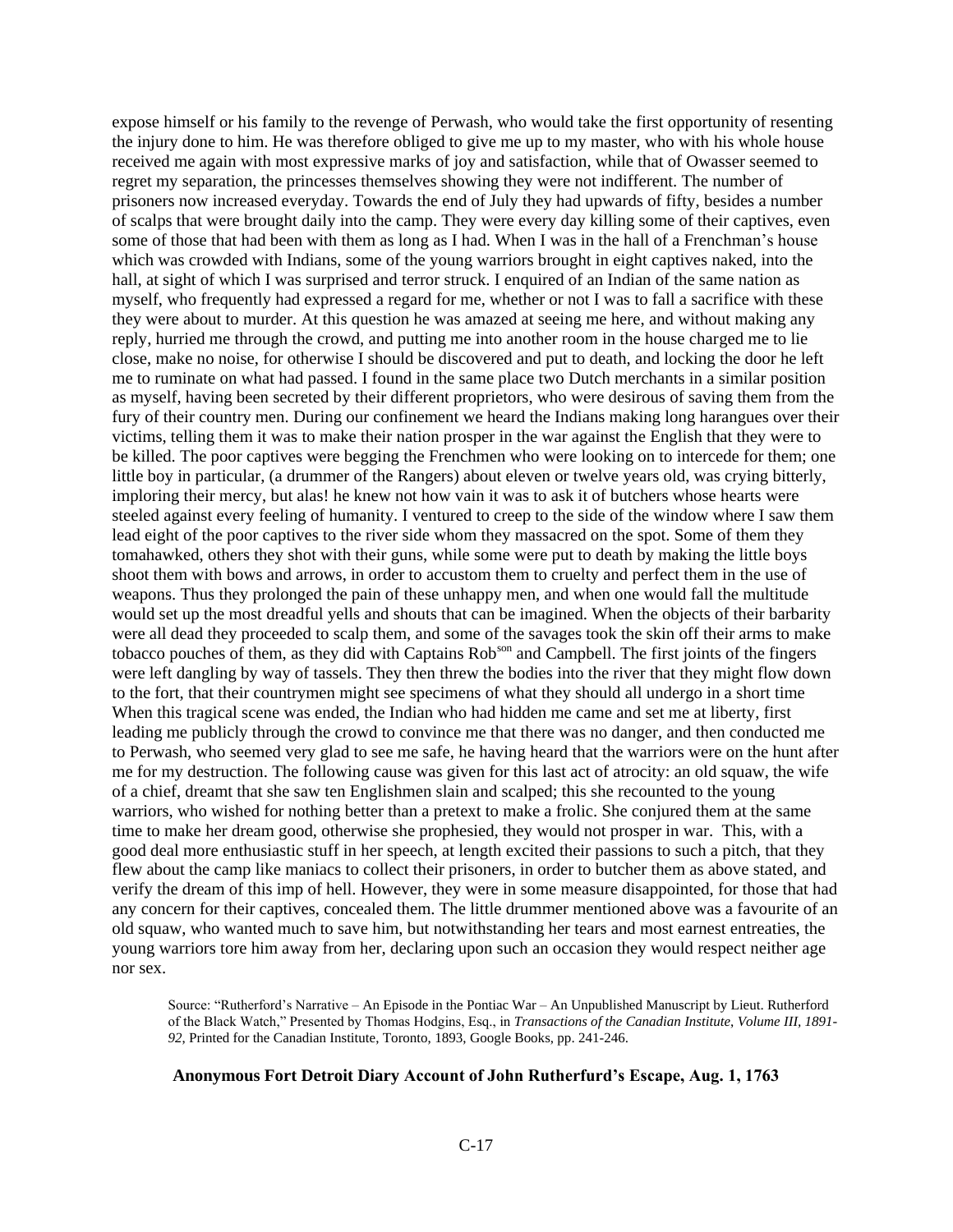expose himself or his family to the revenge of Perwash, who would take the first opportunity of resenting the injury done to him. He was therefore obliged to give me up to my master, who with his whole house received me again with most expressive marks of joy and satisfaction, while that of Owasser seemed to regret my separation, the princesses themselves showing they were not indifferent. The number of prisoners now increased everyday. Towards the end of July they had upwards of fifty, besides a number of scalps that were brought daily into the camp. They were every day killing some of their captives, even some of those that had been with them as long as I had. When I was in the hall of a Frenchman's house which was crowded with Indians, some of the young warriors brought in eight captives naked, into the hall, at sight of which I was surprised and terror struck. I enquired of an Indian of the same nation as myself, who frequently had expressed a regard for me, whether or not I was to fall a sacrifice with these they were about to murder. At this question he was amazed at seeing me here, and without making any reply, hurried me through the crowd, and putting me into another room in the house charged me to lie close, make no noise, for otherwise I should be discovered and put to death, and locking the door he left me to ruminate on what had passed. I found in the same place two Dutch merchants in a similar position as myself, having been secreted by their different proprietors, who were desirous of saving them from the fury of their country men. During our confinement we heard the Indians making long harangues over their victims, telling them it was to make their nation prosper in the war against the English that they were to be killed. The poor captives were begging the Frenchmen who were looking on to intercede for them; one little boy in particular, (a drummer of the Rangers) about eleven or twelve years old, was crying bitterly, imploring their mercy, but alas! he knew not how vain it was to ask it of butchers whose hearts were steeled against every feeling of humanity. I ventured to creep to the side of the window where I saw them lead eight of the poor captives to the river side whom they massacred on the spot. Some of them they tomahawked, others they shot with their guns, while some were put to death by making the little boys shoot them with bows and arrows, in order to accustom them to cruelty and perfect them in the use of weapons. Thus they prolonged the pain of these unhappy men, and when one would fall the multitude would set up the most dreadful yells and shouts that can be imagined. When the objects of their barbarity were all dead they proceeded to scalp them, and some of the savages took the skin off their arms to make tobacco pouches of them, as they did with Captains Rob[son] and Campbell. The first joints of the fingers were left dangling by way of tassels. They then threw the bodies into the river that they might flow down to the fort, that their countrymen might see specimens of what they should all undergo in a short time When this tragical scene was ended, the Indian who had hidden me came and set me at liberty, first leading me publicly through the crowd to convince me that there was no danger, and then conducted me to Perwash, who seemed very glad to see me safe, he having heard that the warriors were on the hunt after me for my destruction. The following cause was given for this last act of atrocity: an old squaw, the wife of a chief, dreamt that she saw ten Englishmen slain and scalped; this she recounted to the young warriors, who wished for nothing better than a pretext to make a frolic. She conjured them at the same time to make her dream good, otherwise she prophesied, they would not prosper in war. This, with a good deal more enthusiastic stuff in her speech, at length excited their passions to such a pitch, that they flew about the camp like maniacs to collect their prisoners, in order to butcher them as above stated, and verify the dream of this imp of hell. However, they were in some measure disappointed, for those that had any concern for their captives, concealed them. The little drummer mentioned above was a favourite of an old squaw, who wanted much to save him, but notwithstanding her tears and most earnest entreaties, the young warriors tore him away from her, declaring upon such an occasion they would respect neither age nor sex.

Source: "Rutherford's Narrative – An Episode in the Pontiac War – An Unpublished Manuscript by Lieut. Rutherford of the Black Watch," Presented by Thomas Hodgins, Esq., in *Transactions of the Canadian Institute, Volume III, 1891-92*, Printed for the Canadian Institute, Toronto, 1893, Google Books, pp. 241-246.

### Anonymous Fort Detroit Diary Account of John Rutherfurd's Escape, Aug. 1, 1763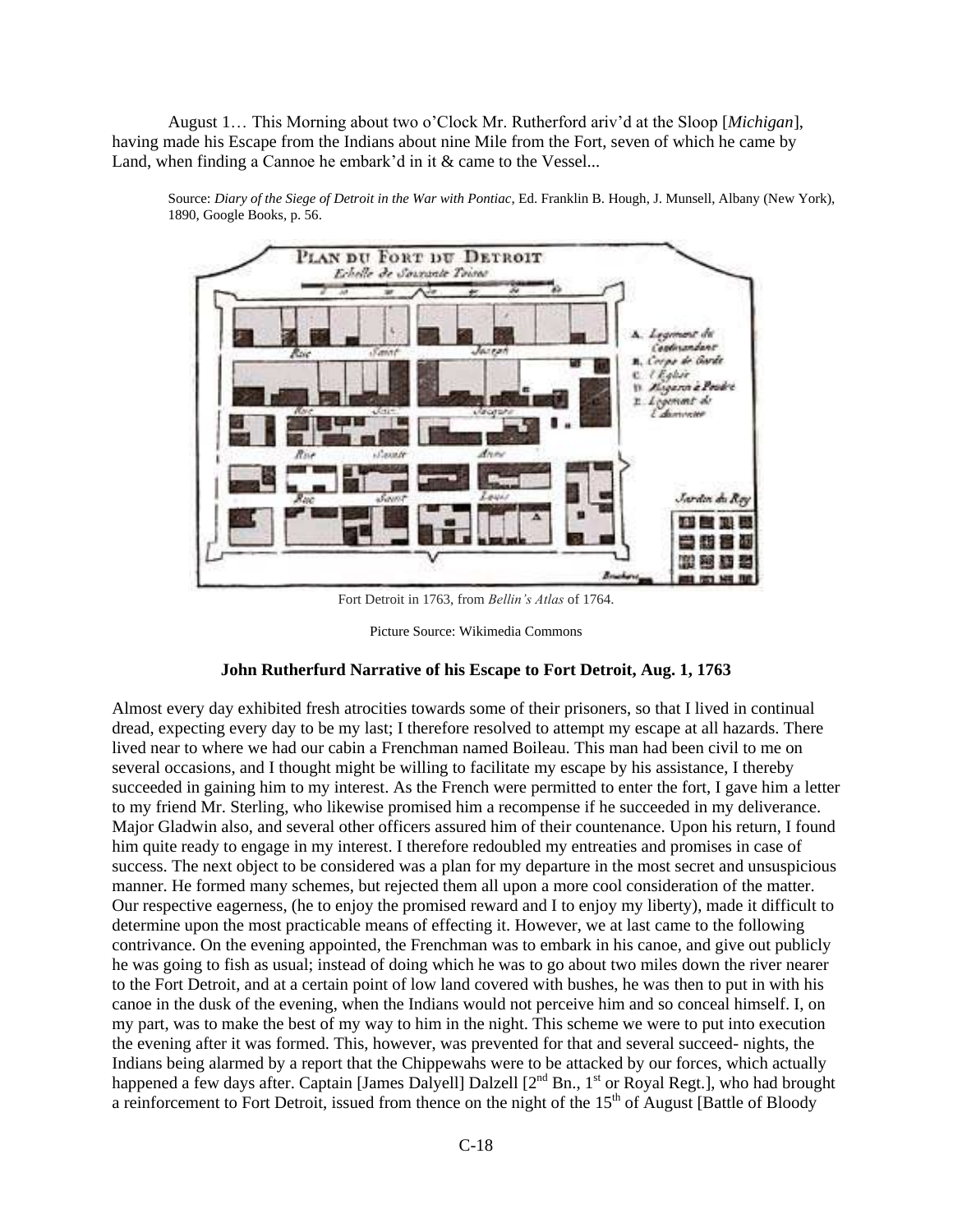August 1… This Morning about two o'Clock Mr. Rutherford ariv'd at the Sloop [*Michigan*], having made his Escape from the Indians about nine Mile from the Fort, seven of which he came by Land, when finding a Cannoe he embark'd in it & came to the Vessel...

> Source: *Diary of the Siege of Detroit in the War with Pontiac*, Ed. Franklin B. Hough, J. Munsell, Albany (New York), 1890, Google Books, p. 56.

Fort Detroit in 1763, from *Bellin's Atlas* of 1764.

Picture Source: Wikimedia Commons

**John Rutherfurd Narrative of his Escape to Fort Detroit, Aug. 1, 1763**

Almost every day exhibited fresh atrocities towards some of their prisoners, so that I lived in continual dread, expecting every day to be my last; I therefore resolved to attempt my escape at all hazards. There lived near to where we had our cabin a Frenchman named Boileau. This man had been civil to me on several occasions, and I thought might be willing to facilitate my escape by his assistance, I thereby succeeded in gaining him to my interest. As the French were permitted to enter the fort, I gave him a letter to my friend Mr. Sterling, who likewise promised him a recompense if he succeeded in my deliverance. Major Gladwin also, and several other officers assured him of their countenance. Upon his return, I found him quite ready to engage in my interest. I therefore redoubled my entreaties and promises in case of success. The next object to be considered was a plan for my departure in the most secret and unsuspicious manner. He formed many schemes, but rejected them all upon a more cool consideration of the matter. Our respective eagerness, (he to enjoy the promised reward and I to enjoy my liberty), made it difficult to determine upon the most practicable means of effecting it. However, we at last came to the following contrivance. On the evening appointed, the Frenchman was to embark in his canoe, and give out publicly he was going to fish as usual; instead of doing which he was to go about two miles down the river nearer to the Fort Detroit, and at a certain point of low land covered with bushes, he was then to put in with his canoe in the dusk of the evening, when the Indians would not perceive him and so conceal himself. I, on my part, was to make the best of my way to him in the night. This scheme we were to put into execution the evening after it was formed. This, however, was prevented for that and several succeed- nights, the Indians being alarmed by a report that the Chippewahs were to be attacked by our forces, which actually happened a few days after. Captain [James Dalyell] Dalzell [2nd Bn., 1st or Royal Regt.], who had brought a reinforcement to Fort Detroit, issued from thence on the night of the 15th of August [Battle of Bloody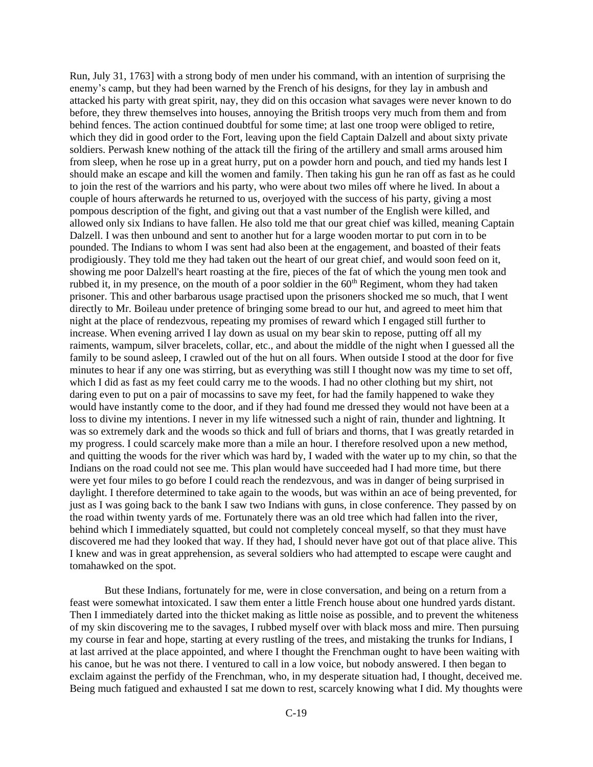Run, July 31, 1763] with a strong body of men under his command, with an intention of surprising the enemy's camp, but they had been warned by the French of his designs, for they lay in ambush and attacked his party with great spirit, nay, they did on this occasion what savages were never known to do before, they threw themselves into houses, annoying the British troops very much from them and from behind fences. The action continued doubtful for some time; at last one troop were obliged to retire, which they did in good order to the Fort, leaving upon the field Captain Dalzell and about sixty private soldiers. Perwash knew nothing of the attack till the firing of the artillery and small arms aroused him from sleep, when he rose up in a great hurry, put on a powder horn and pouch, and tied my hands lest I should make an escape and kill the women and family. Then taking his gun he ran off as fast as he could to join the rest of the warriors and his party, who were about two miles off where he lived. In about a couple of hours afterwards he returned to us, overjoyed with the success of his party, giving a most pompous description of the fight, and giving out that a vast number of the English were killed, and allowed only six Indians to have fallen. He also told me that our great chief was killed, meaning Captain Dalzell. I was then unbound and sent to another hut for a large wooden mortar to put corn in to be pounded. The Indians to whom I was sent had also been at the engagement, and boasted of their feats prodigiously. They told me they had taken out the heart of our great chief, and would soon feed on it, showing me poor Dalzell's heart roasting at the fire, pieces of the fat of which the young men took and rubbed it, in my presence, on the mouth of a poor soldier in the 60th Regiment, whom they had taken prisoner. This and other barbarous usage practised upon the prisoners shocked me so much, that I went directly to Mr. Boileau under pretence of bringing some bread to our hut, and agreed to meet him that night at the place of rendezvous, repeating my promises of reward which I engaged still further to increase. When evening arrived I lay down as usual on my bear skin to repose, putting off all my raiments, wampum, silver bracelets, collar, etc., and about the middle of the night when I guessed all the family to be sound asleep, I crawled out of the hut on all fours. When outside I stood at the door for five minutes to hear if any one was stirring, but as everything was still I thought now was my time to set off, which I did as fast as my feet could carry me to the woods. I had no other clothing but my shirt, not daring even to put on a pair of mocassins to save my feet, for had the family happened to wake they would have instantly come to the door, and if they had found me dressed they would not have been at a loss to divine my intentions. I never in my life witnessed such a night of rain, thunder and lightning. It was so extremely dark and the woods so thick and full of briars and thorns, that I was greatly retarded in my progress. I could scarcely make more than a mile an hour. I therefore resolved upon a new method, and quitting the woods for the river which was hard by, I waded with the water up to my chin, so that the Indians on the road could not see me. This plan would have succeeded had I had more time, but there were yet four miles to go before I could reach the rendezvous, and was in danger of being surprised in daylight. I therefore determined to take again to the woods, but was within an ace of being prevented, for just as I was going back to the bank I saw two Indians with guns, in close conference. They passed by on the road within twenty yards of me. Fortunately there was an old tree which had fallen into the river, behind which I immediately squatted, but could not completely conceal myself, so that they must have discovered me had they looked that way. If they had, I should never have got out of that place alive. This I knew and was in great apprehension, as several soldiers who had attempted to escape were caught and tomahawked on the spot.

But these Indians, fortunately for me, were in close conversation, and being on a return from a feast were somewhat intoxicated. I saw them enter a little French house about one hundred yards distant. Then I immediately darted into the thicket making as little noise as possible, and to prevent the whiteness of my skin discovering me to the savages, I rubbed myself over with black moss and mire. Then pursuing my course in fear and hope, starting at every rustling of the trees, and mistaking the trunks for Indians, I at last arrived at the place appointed, and where I thought the Frenchman ought to have been waiting with his canoe, but he was not there. I ventured to call in a low voice, but nobody answered. I then began to exclaim against the perfidy of the Frenchman, who, in my desperate situation had, I thought, deceived me. Being much fatigued and exhausted I sat me down to rest, scarcely knowing what I did. My thoughts were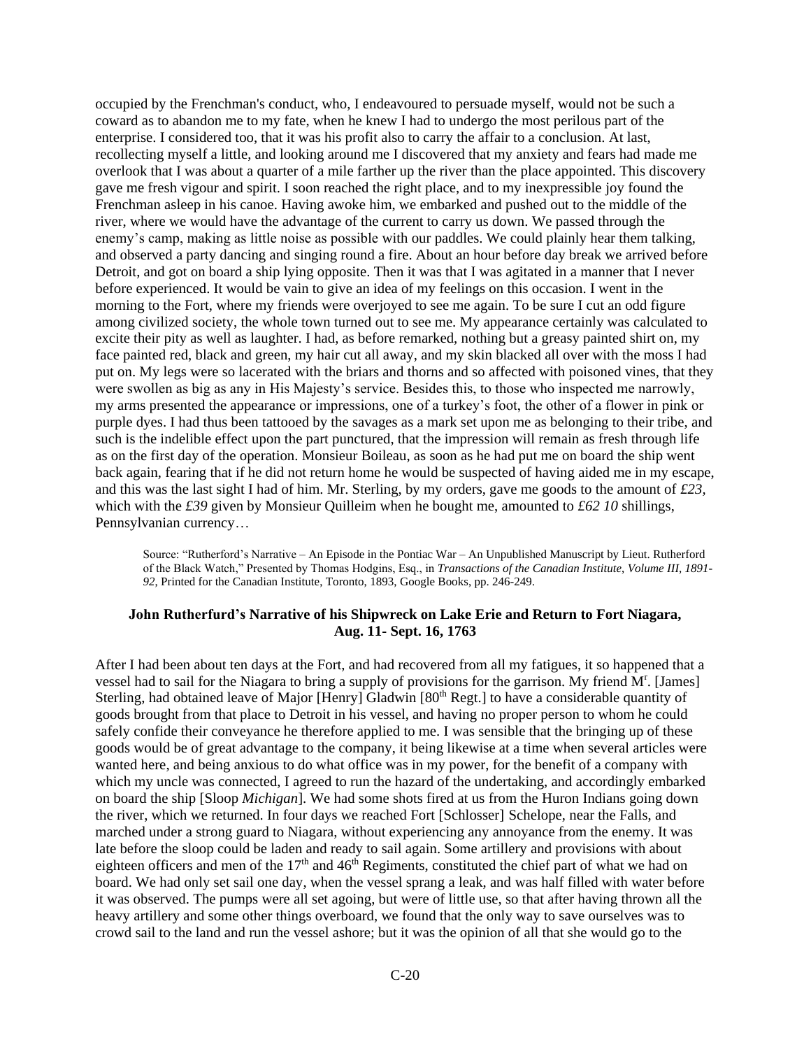occupied by the Frenchman's conduct, who, I endeavoured to persuade myself, would not be such a coward as to abandon me to my fate, when he knew I had to undergo the most perilous part of the enterprise. I considered too, that it was his profit also to carry the affair to a conclusion. At last, recollecting myself a little, and looking around me I discovered that my anxiety and fears had made me overlook that I was about a quarter of a mile farther up the river than the place appointed. This discovery gave me fresh vigour and spirit. I soon reached the right place, and to my inexpressible joy found the Frenchman asleep in his canoe. Having awoke him, we embarked and pushed out to the middle of the river, where we would have the advantage of the current to carry us down. We passed through the enemy's camp, making as little noise as possible with our paddles. We could plainly hear them talking, and observed a party dancing and singing round a fire. About an hour before day break we arrived before Detroit, and got on board a ship lying opposite. Then it was that I was agitated in a manner that I never before experienced. It would be vain to give an idea of my feelings on this occasion. I went in the morning to the Fort, where my friends were overjoyed to see me again. To be sure I cut an odd figure among civilized society, the whole town turned out to see me. My appearance certainly was calculated to excite their pity as well as laughter. I had, as before remarked, nothing but a greasy painted shirt on, my face painted red, black and green, my hair cut all away, and my skin blacked all over with the moss I had put on. My legs were so lacerated with the briars and thorns and so affected with poisoned vines, that they were swollen as big as any in His Majesty's service. Besides this, to those who inspected me narrowly, my arms presented the appearance or impressions, one of a turkey's foot, the other of a flower in pink or purple dyes. I had thus been tattooed by the savages as a mark set upon me as belonging to their tribe, and such is the indelible effect upon the part punctured, that the impression will remain as fresh through life as on the first day of the operation. Monsieur Boileau, as soon as he had put me on board the ship went back again, fearing that if he did not return home he would be suspected of having aided me in my escape, and this was the last sight I had of him. Mr. Sterling, by my orders, gave me goods to the amount of *£23,* which with the *£39* given by Monsieur Quilleim when he bought me, amounted to *£62 10* shillings, Pennsylvanian currency…

> Source: "Rutherford's Narrative – An Episode in the Pontiac War – An Unpublished Manuscript by Lieut. Rutherford of the Black Watch," Presented by Thomas Hodgins, Esq., in *Transactions of the Canadian Institute, Volume III, 1891-92,* Printed for the Canadian Institute, Toronto, 1893, Google Books, pp. 246-249.

### John Rutherfurd's Narrative of his Shipwreck on Lake Erie and Return to Fort Niagara, Aug. 11- Sept. 16, 1763

After I had been about ten days at the Fort, and had recovered from all my fatigues, it so happened that a vessel had to sail for the Niagara to bring a supply of provisions for the garrison. My friend Mr. [James] Sterling, had obtained leave of Major [Henry] Gladwin [80th Regt.] to have a considerable quantity of goods brought from that place to Detroit in his vessel, and having no proper person to whom he could safely confide their conveyance he therefore applied to me. I was sensible that the bringing up of these goods would be of great advantage to the company, it being likewise at a time when several articles were wanted here, and being anxious to do what office was in my power, for the benefit of a company with which my uncle was connected, I agreed to run the hazard of the undertaking, and accordingly embarked on board the ship [Sloop *Michigan*]. We had some shots fired at us from the Huron Indians going down the river, which we returned. In four days we reached Fort [Schlosser] Schelope, near the Falls, and marched under a strong guard to Niagara, without experiencing any annoyance from the enemy. It was late before the sloop could be laden and ready to sail again. Some artillery and provisions with about eighteen officers and men of the 17th and 46th Regiments, constituted the chief part of what we had on board. We had only set sail one day, when the vessel sprang a leak, and was half filled with water before it was observed. The pumps were all set agoing, but were of little use, so that after having thrown all the heavy artillery and some other things overboard, we found that the only way to save ourselves was to crowd sail to the land and run the vessel ashore; but it was the opinion of all that she would go to the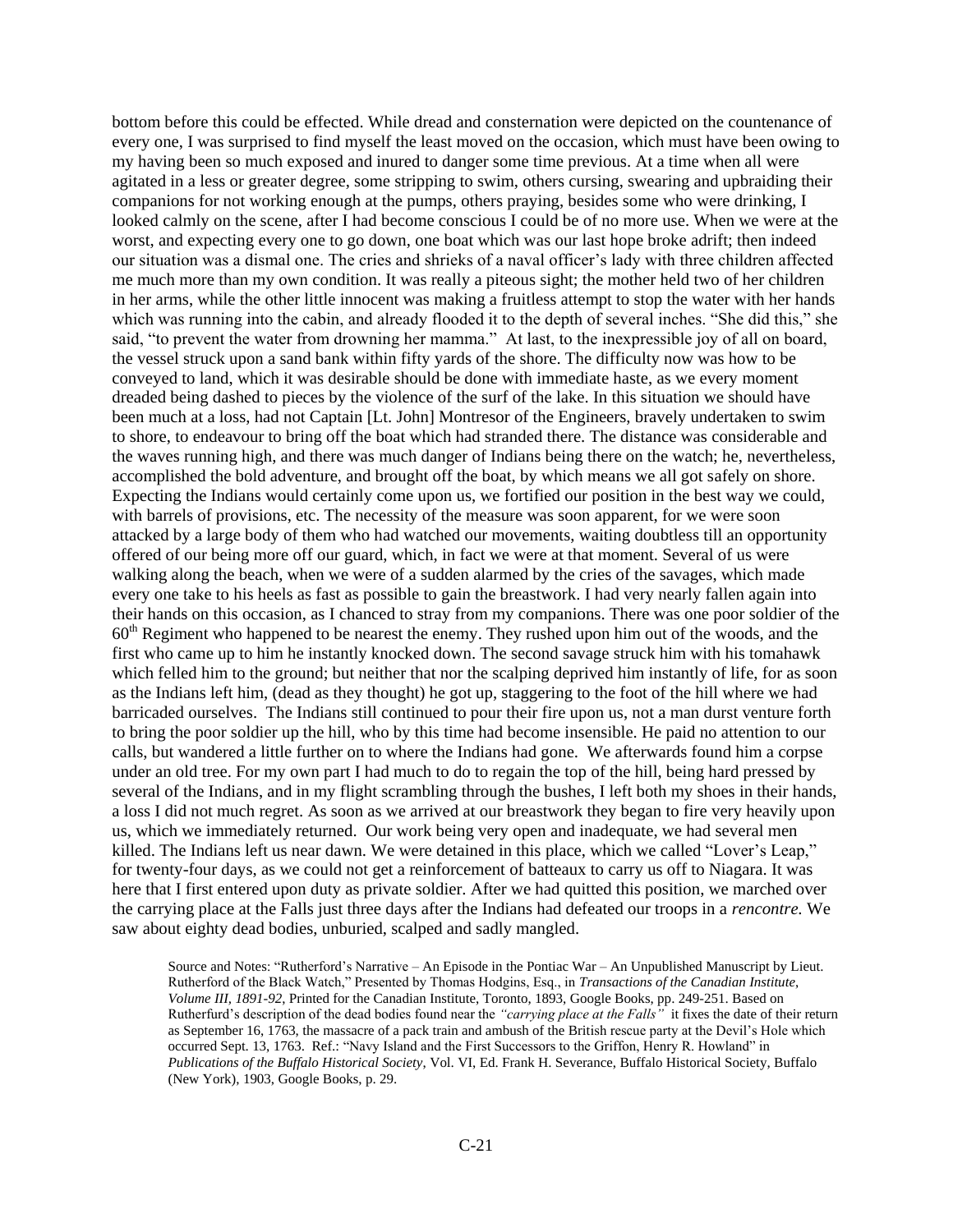bottom before this could be effected. While dread and consternation were depicted on the countenance of every one, I was surprised to find myself the least moved on the occasion, which must have been owing to my having been so much exposed and inured to danger some time previous. At a time when all were agitated in a less or greater degree, some stripping to swim, others cursing, swearing and upbraiding their companions for not working enough at the pumps, others praying, besides some who were drinking, I looked calmly on the scene, after I had become conscious I could be of no more use. When we were at the worst, and expecting every one to go down, one boat which was our last hope broke adrift; then indeed our situation was a dismal one. The cries and shrieks of a naval officer's lady with three children affected me much more than my own condition. It was really a piteous sight; the mother held two of her children in her arms, while the other little innocent was making a fruitless attempt to stop the water with her hands which was running into the cabin, and already flooded it to the depth of several inches. "She did this," she said, "to prevent the water from drowning her mamma." At last, to the inexpressible joy of all on board, the vessel struck upon a sand bank within fifty yards of the shore. The difficulty now was how to be conveyed to land, which it was desirable should be done with immediate haste, as we every moment dreaded being dashed to pieces by the violence of the surf of the lake. In this situation we should have been much at a loss, had not Captain [Lt. John] Montresor of the Engineers, bravely undertaken to swim to shore, to endeavour to bring off the boat which had stranded there. The distance was considerable and the waves running high, and there was much danger of Indians being there on the watch; he, nevertheless, accomplished the bold adventure, and brought off the boat, by which means we all got safely on shore. Expecting the Indians would certainly come upon us, we fortified our position in the best way we could, with barrels of provisions, etc. The necessity of the measure was soon apparent, for we were soon attacked by a large body of them who had watched our movements, waiting doubtless till an opportunity offered of our being more off our guard, which, in fact we were at that moment. Several of us were walking along the beach, when we were of a sudden alarmed by the cries of the savages, which made every one take to his heels as fast as possible to gain the breastwork. I had very nearly fallen again into their hands on this occasion, as I chanced to stray from my companions. There was one poor soldier of the 60th Regiment who happened to be nearest the enemy. They rushed upon him out of the woods, and the first who came up to him he instantly knocked down. The second savage struck him with his tomahawk which felled him to the ground; but neither that nor the scalping deprived him instantly of life, for as soon as the Indians left him, (dead as they thought) he got up, staggering to the foot of the hill where we had barricaded ourselves. The Indians still continued to pour their fire upon us, not a man durst venture forth to bring the poor soldier up the hill, who by this time had become insensible. He paid no attention to our calls, but wandered a little further on to where the Indians had gone. We afterwards found him a corpse under an old tree. For my own part I had much to do to regain the top of the hill, being hard pressed by several of the Indians, and in my flight scrambling through the bushes, I left both my shoes in their hands, a loss I did not much regret. As soon as we arrived at our breastwork they began to fire very heavily upon us, which we immediately returned. Our work being very open and inadequate, we had several men killed. The Indians left us near dawn. We were detained in this place, which we called "Lover's Leap," for twenty-four days, as we could not get a reinforcement of batteaux to carry us off to Niagara. It was here that I first entered upon duty as private soldier. After we had quitted this position, we marched over the carrying place at the Falls just three days after the Indians had defeated our troops in a *rencontre*. We saw about eighty dead bodies, unburied, scalped and sadly mangled.

Source and Notes: "Rutherford's Narrative – An Episode in the Pontiac War – An Unpublished Manuscript by Lieut. Rutherford of the Black Watch," Presented by Thomas Hodgins, Esq., in *Transactions of the Canadian Institute, Volume III, 1891-92*, Printed for the Canadian Institute, Toronto, 1893, Google Books, pp. 249-251. Based on Rutherfurd's description of the dead bodies found near the *"carrying place at the Falls"* it fixes the date of their return as September 16, 1763, the massacre of a pack train and ambush of the British rescue party at the Devil's Hole which occurred Sept. 13, 1763. Ref.: "Navy Island and the First Successors to the Griffon, Henry R. Howland" in *Publications of the Buffalo Historical Society*, Vol. VI, Ed. Frank H. Severance, Buffalo Historical Society, Buffalo (New York), 1903, Google Books, p. 29.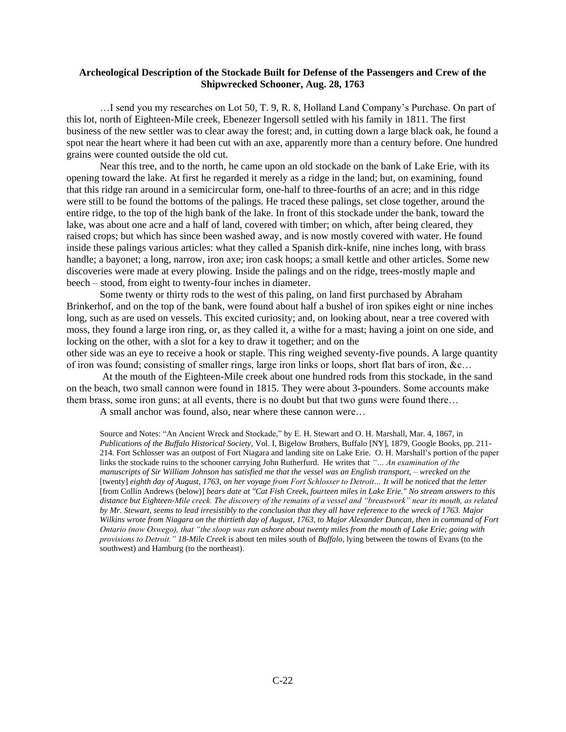**Archeological Description of the Stockade Built for Defense of the Passengers and Crew of the Shipwrecked Schooner, Aug. 28, 1763**

…I send you my researches on Lot 50, T. 9, R. 8, Holland Land Company's Purchase. On part of this lot, north of Eighteen-Mile creek, Ebenezer Ingersoll settled with his family in 1811. The first business of the new settler was to clear away the forest; and, in cutting down a large black oak, he found a spot near the heart where it had been cut with an axe, apparently more than a century before. One hundred grains were counted outside the old cut.

Near this tree, and to the north, he came upon an old stockade on the bank of Lake Erie, with its opening toward the lake. At first he regarded it merely as a ridge in the land; but, on examining, found that this ridge ran around in a semicircular form, one-half to three-fourths of an acre; and in this ridge were still to be found the bottoms of the palings. He traced these palings, set close together, around the entire ridge, to the top of the high bank of the lake. In front of this stockade under the bank, toward the lake, was about one acre and a half of land, covered with timber; on which, after being cleared, they raised crops; but which has since been washed away, and is now mostly covered with water. He found inside these palings various articles: what they called a Spanish dirk-knife, nine inches long, with brass handle; a bayonet; a long, narrow, iron axe; iron cask hoops; a small kettle and other articles. Some new discoveries were made at every plowing. Inside the palings and on the ridge, trees-mostly maple and beech – stood, from eight to twenty-four inches in diameter.

Some twenty or thirty rods to the west of this paling, on land first purchased by Abraham Brinkerhof, and on the top of the bank, were found about half a bushel of iron spikes eight or nine inches long, such as are used on vessels. This excited curiosity; and, on looking about, near a tree covered with moss, they found a large iron ring, or, as they called it, a withe for a mast; having a joint on one side, and locking on the other, with a slot for a key to draw it together; and on the other side was an eye to receive a hook or staple. This ring weighed seventy-five pounds. A large quantity of iron was found; consisting of smaller rings, large iron links or loops, short flat bars of iron, &c…

At the mouth of the Eighteen-Mile creek about one hundred rods from this stockade, in the sand on the beach, two small cannon were found in 1815. They were about 3-pounders. Some accounts make them brass, some iron guns; at all events, there is no doubt but that two guns were found there…

A small anchor was found, also, near where these cannon were…

Source and Notes: "An Ancient Wreck and Stockade," by E. H. Stewart and O. H. Marshall, Mar. 4, 1867, in *Publications of the Buffalo Historical Society*, Vol. I, Bigelow Brothers, Buffalo [NY], 1879, Google Books, pp. 211-214. Fort Schlosser was an outpost of Fort Niagara and landing site on Lake Erie. O. H. Marshall's portion of the paper links the stockade ruins to the schooner carrying John Rutherfurd. He writes that *"… An examination of the manuscripts of Sir William Johnson has satisfied me that the vessel was an English transport, – wrecked on the* [twenty] *eighth day of August, 1763, on her voyage from Fort Schlosser to Detroit… It will be noticed that the letter* [from Collin Andrews (below)] *bears date at "Cat Fish Creek, fourteen miles in Lake Erie." No stream answers to this distance but Eighteen-Mile creek. The discovery of the remains of a vessel and "breastwork" near its mouth, as related by Mr. Stewart, seems to lead irresistibly to the conclusion that they all have reference to the wreck of 1763. Major Wilkins wrote from Niagara on the thirtieth day of August, 1763, to Major Alexander Duncan, then in command of Fort Ontario (now Oswego), that "the sloop was run ashore about twenty miles from the mouth of Lake Erie; going with provisions to Detroit." 18-Mile Creek* is about ten miles south of *Buffalo*, lying between the towns of Evans (to the southwest) and Hamburg (to the northeast).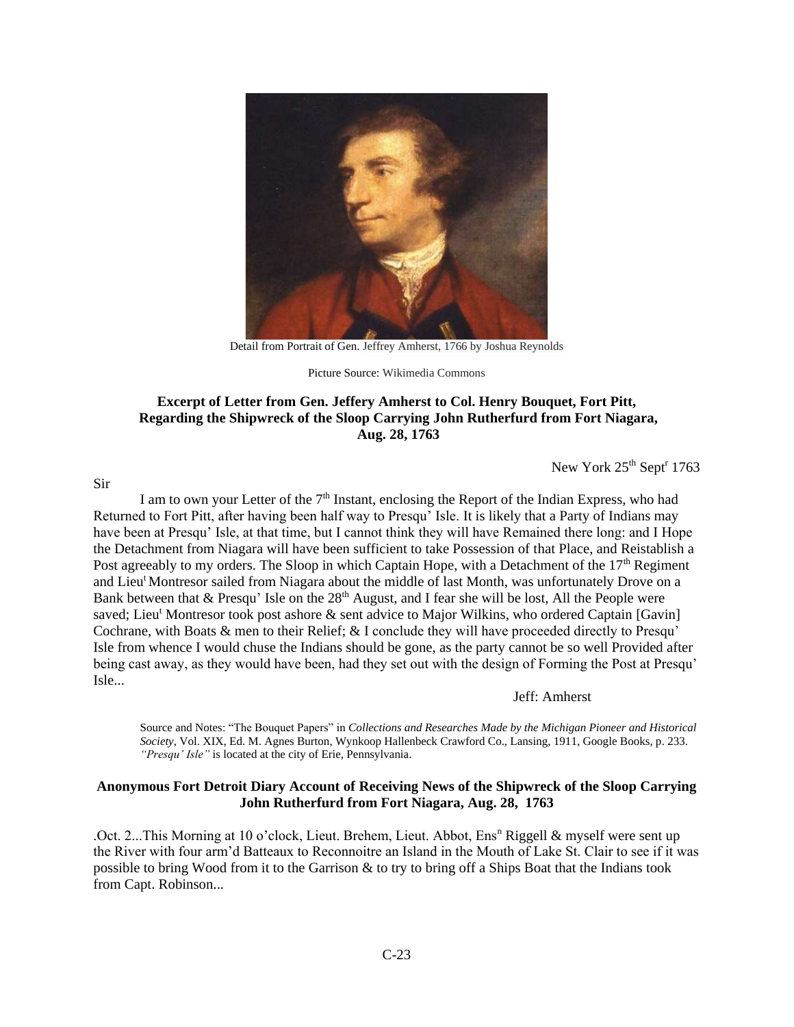Detail from Portrait of Gen. Jeffrey Amherst, 1766 by Joshua Reynolds

Picture Source: Wikimedia Commons

### Excerpt of Letter from Gen. Jeffery Amherst to Col. Henry Bouquet, Fort Pitt, Regarding the Shipwreck of the Sloop Carrying John Rutherfurd from Fort Niagara, Aug. 28, 1763

New York 25[th] Sept[r] 1763

Sir

I am to own your Letter of the 7[th] Instant, enclosing the Report of the Indian Express, who had Returned to Fort Pitt, after having been half way to Presqu' Isle. It is likely that a Party of Indians may have been at Presqu' Isle, at that time, but I cannot think they will have Remained there long: and I Hope the Detachment from Niagara will have been sufficient to take Possession of that Place, and Reistablish a Post agreeably to my orders. The Sloop in which Captain Hope, with a Detachment of the 17[th] Regiment and Lieu[t] Montresor sailed from Niagara about the middle of last Month, was unfortunately Drove on a Bank between that & Presqu' Isle on the 28[th] August, and I fear she will be lost, All the People were saved; Lieu[t] Montresor took post ashore & sent advice to Major Wilkins, who ordered Captain [Gavin] Cochrane, with Boats & men to their Relief; & I conclude they will have proceeded directly to Presqu' Isle from whence I would chuse the Indians should be gone, as the party cannot be so well Provided after being cast away, as they would have been, had they set out with the design of Forming the Post at Presqu' Isle...

Jeff: Amherst

Source and Notes: "The Bouquet Papers" in *Collections and Researches Made by the Michigan Pioneer and Historical Society*, Vol. XIX, Ed. M. Agnes Burton, Wynkoop Hallenbeck Crawford Co., Lansing, 1911, Google Books, p. 233. *"Presqu' Isle"* is located at the city of Erie, Pennsylvania.

### Anonymous Fort Detroit Diary Account of Receiving News of the Shipwreck of the Sloop Carrying John Rutherfurd from Fort Niagara, Aug. 28, 1763

.Oct. 2...This Morning at 10 o'clock, Lieut. Brehem, Lieut. Abbot, Ens[n] Riggell & myself were sent up the River with four arm'd Batteaux to Reconnoitre an Island in the Mouth of Lake St. Clair to see if it was possible to bring Wood from it to the Garrison & to try to bring off a Ships Boat that the Indians took from Capt. Robinson...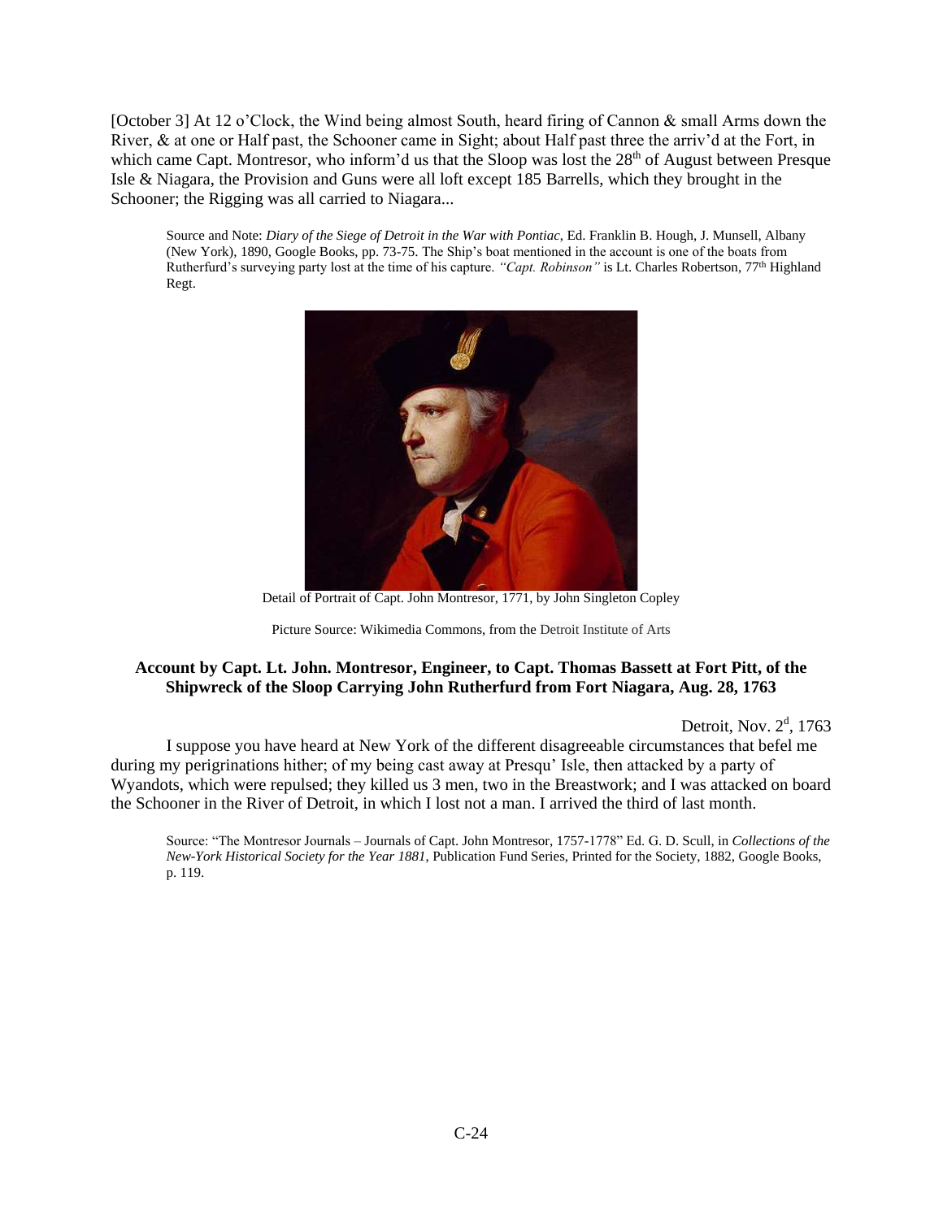[October 3] At 12 o'Clock, the Wind being almost South, heard firing of Cannon & small Arms down the River, & at one or Half past, the Schooner came in Sight; about Half past three the arriv'd at the Fort, in which came Capt. Montresor, who inform'd us that the Sloop was lost the 28th of August between Presque Isle & Niagara, the Provision and Guns were all loft except 185 Barrells, which they brought in the Schooner; the Rigging was all carried to Niagara...

Source and Note: *Diary of the Siege of Detroit in the War with Pontiac*, Ed. Franklin B. Hough, J. Munsell, Albany (New York), 1890, Google Books, pp. 73-75. The Ship's boat mentioned in the account is one of the boats from Rutherfurd's surveying party lost at the time of his capture. *"Capt. Robinson"* is Lt. Charles Robertson, 77th Highland Regt.

Detail of Portrait of Capt. John Montresor, 1771, by John Singleton Copley

Picture Source: Wikimedia Commons, from the Detroit Institute of Arts

### Account by Capt. Lt. John. Montresor, Engineer, to Capt. Thomas Bassett at Fort Pitt, of the Shipwreck of the Sloop Carrying John Rutherfurd from Fort Niagara, Aug. 28, 1763

Detroit, Nov. 2d, 1763

I suppose you have heard at New York of the different disagreeable circumstances that befel me during my perigrinations hither; of my being cast away at Presqu' Isle, then attacked by a party of Wyandots, which were repulsed; they killed us 3 men, two in the Breastwork; and I was attacked on board the Schooner in the River of Detroit, in which I lost not a man. I arrived the third of last month.

Source: "The Montresor Journals – Journals of Capt. John Montresor, 1757-1778" Ed. G. D. Scull, in *Collections of the New-York Historical Society for the Year 1881*, Publication Fund Series, Printed for the Society, 1882, Google Books, p. 119.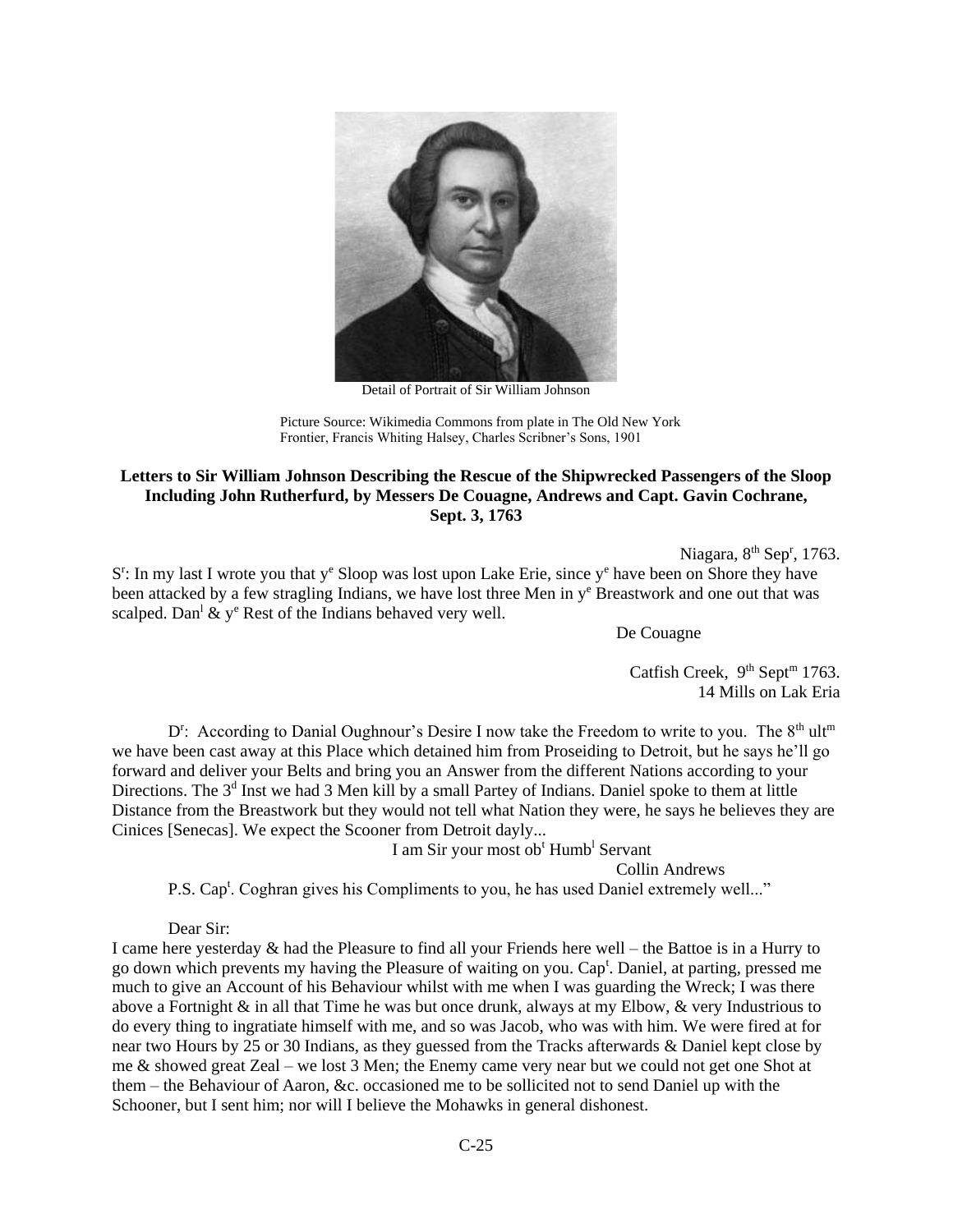Detail of Portrait of Sir William Johnson

Picture Source: Wikimedia Commons from plate in The Old New York Frontier, Francis Whiting Halsey, Charles Scribner's Sons, 1901

### Letters to Sir William Johnson Describing the Rescue of the Shipwrecked Passengers of the Sloop Including John Rutherfurd, by Messers De Couagne, Andrews and Capt. Gavin Cochrane, Sept. 3, 1763

Niagara, 8th Sepr, 1763.

Sr: In my last I wrote you that ye Sloop was lost upon Lake Erie, since ye have been on Shore they have been attacked by a few stragling Indians, we have lost three Men in ye Breastwork and one out that was scalped. Danl & ye Rest of the Indians behaved very well.

De Couagne

Catfish Creek, 9th Septm 1763.
14 Mills on Lak Eria

Dr: According to Danial Oughnour's Desire I now take the Freedom to write to you. The 8th ultm we have been cast away at this Place which detained him from Proseiding to Detroit, but he says he'll go forward and deliver your Belts and bring you an Answer from the different Nations according to your Directions. The 3d Inst we had 3 Men kill by a small Partey of Indians. Daniel spoke to them at little Distance from the Breastwork but they would not tell what Nation they were, he says he believes they are Cinices [Senecas]. We expect the Scooner from Detroit dayly...

I am Sir your most obt Humbl Servant

Collin Andrews

P.S. Capt. Coghran gives his Compliments to you, he has used Daniel extremely well..."

Dear Sir:

I came here yesterday & had the Pleasure to find all your Friends here well – the Battoe is in a Hurry to go down which prevents my having the Pleasure of waiting on you. Capt. Daniel, at parting, pressed me much to give an Account of his Behaviour whilst with me when I was guarding the Wreck; I was there above a Fortnight & in all that Time he was but once drunk, always at my Elbow, & very Industrious to do every thing to ingratiate himself with me, and so was Jacob, who was with him. We were fired at for near two Hours by 25 or 30 Indians, as they guessed from the Tracks afterwards & Daniel kept close by me & showed great Zeal – we lost 3 Men; the Enemy came very near but we could not get one Shot at them – the Behaviour of Aaron, &c. occasioned me to be sollicited not to send Daniel up with the Schooner, but I sent him; nor will I believe the Mohawks in general dishonest.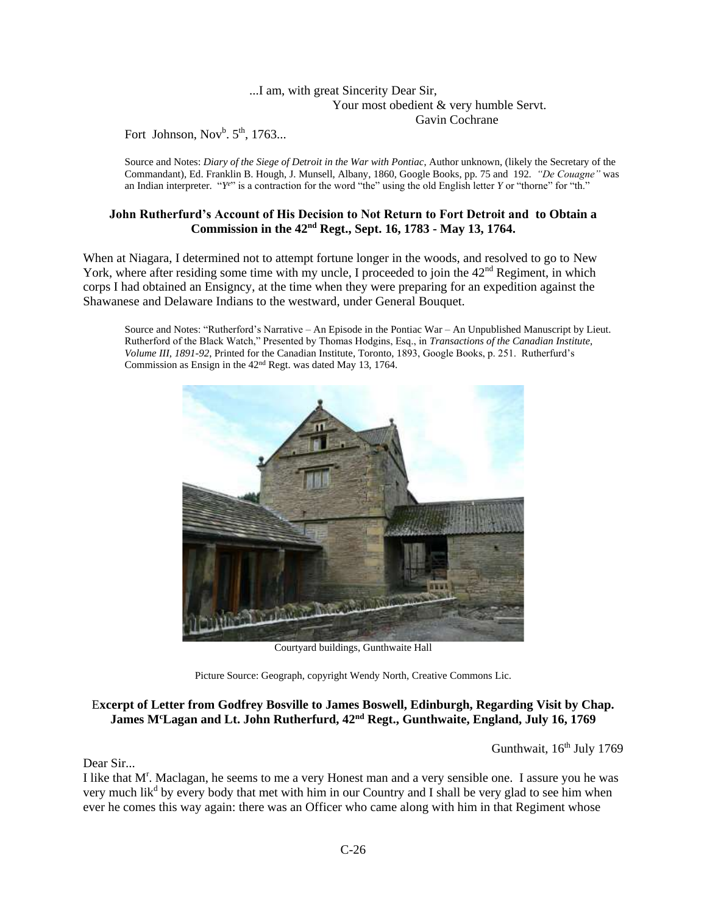...I am, with great Sincerity Dear Sir,
Your most obedient & very humble Servt.
Gavin Cochrane

Fort Johnson, Nov[b]. 5[th], 1763...

Source and Notes: *Diary of the Siege of Detroit in the War with Pontiac*, Author unknown, (likely the Secretary of the Commandant), Ed. Franklin B. Hough, J. Munsell, Albany, 1860, Google Books, pp. 75 and 192. *"De Couagne"* was an Indian interpreter. "*Y*[e]" is a contraction for the word "the" using the old English letter *Y* or "thorne" for "th."

### John Rutherfurd's Account of His Decision to Not Return to Fort Detroit and to Obtain a Commission in the 42[nd] Regt., Sept. 16, 1783 - May 13, 1764.

When at Niagara, I determined not to attempt fortune longer in the woods, and resolved to go to New York, where after residing some time with my uncle, I proceeded to join the 42[nd] Regiment, in which corps I had obtained an Ensigncy, at the time when they were preparing for an expedition against the Shawanese and Delaware Indians to the westward, under General Bouquet.

Source and Notes: "Rutherford's Narrative – An Episode in the Pontiac War – An Unpublished Manuscript by Lieut. Rutherford of the Black Watch," Presented by Thomas Hodgins, Esq., in *Transactions of the Canadian Institute, Volume III, 1891-92*, Printed for the Canadian Institute, Toronto, 1893, Google Books, p. 251. Rutherfurd's Commission as Ensign in the 42[nd] Regt. was dated May 13, 1764.

Courtyard buildings, Gunthwaite Hall

Picture Source: Geograph, copyright Wendy North, Creative Commons Lic.

### Excerpt of Letter from Godfrey Bosville to James Boswell, Edinburgh, Regarding Visit by Chap. James M[c]Lagan and Lt. John Rutherfurd, 42[nd] Regt., Gunthwaite, England, July 16, 1769

Gunthwait, 16[th] July 1769

Dear Sir...

I like that M[r]. Maclagan, he seems to me a very Honest man and a very sensible one. I assure you he was very much lik[d] by every body that met with him in our Country and I shall be very glad to see him when ever he comes this way again: there was an Officer who came along with him in that Regiment whose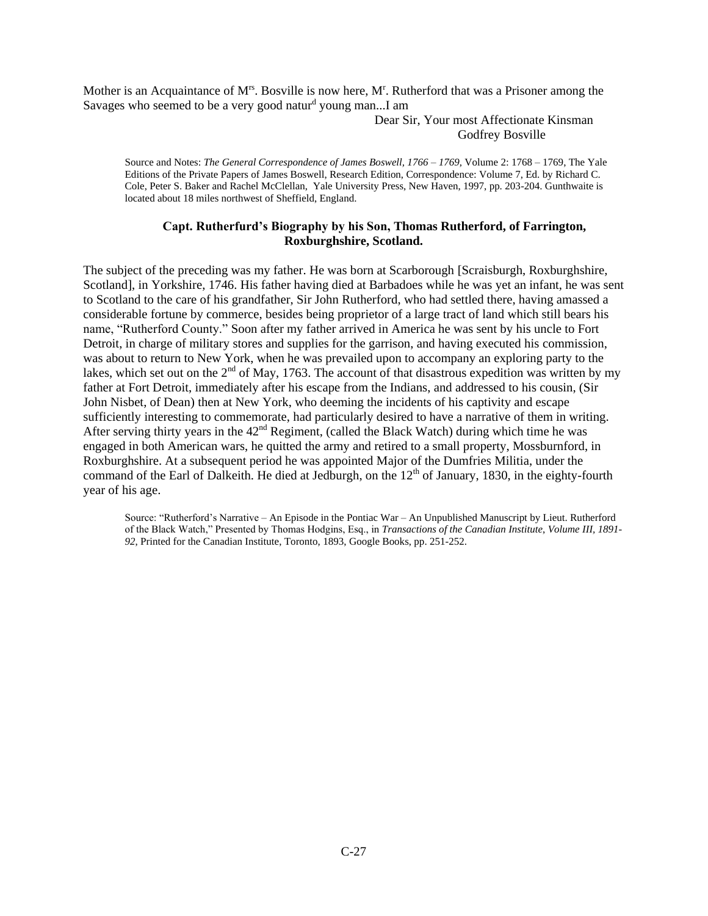Mother is an Acquaintance of M[rs]. Bosville is now here, M[r]. Rutherford that was a Prisoner among the Savages who seemed to be a very good natur[d] young man...I am

Dear Sir, Your most Affectionate Kinsman
Godfrey Bosville

Source and Notes: *The General Correspondence of James Boswell, 1766 – 1769,* Volume 2: 1768 – 1769, The Yale Editions of the Private Papers of James Boswell, Research Edition, Correspondence: Volume 7, Ed. by Richard C. Cole, Peter S. Baker and Rachel McClellan, Yale University Press, New Haven, 1997, pp. 203-204. Gunthwaite is located about 18 miles northwest of Sheffield, England.

### Capt. Rutherfurd's Biography by his Son, Thomas Rutherford, of Farrington, Roxburghshire, Scotland.

The subject of the preceding was my father. He was born at Scarborough [Scraisburgh, Roxburghshire, Scotland], in Yorkshire, 1746. His father having died at Barbadoes while he was yet an infant, he was sent to Scotland to the care of his grandfather, Sir John Rutherford, who had settled there, having amassed a considerable fortune by commerce, besides being proprietor of a large tract of land which still bears his name, "Rutherford County." Soon after my father arrived in America he was sent by his uncle to Fort Detroit, in charge of military stores and supplies for the garrison, and having executed his commission, was about to return to New York, when he was prevailed upon to accompany an exploring party to the lakes, which set out on the 2[nd] of May, 1763. The account of that disastrous expedition was written by my father at Fort Detroit, immediately after his escape from the Indians, and addressed to his cousin, (Sir John Nisbet, of Dean) then at New York, who deeming the incidents of his captivity and escape sufficiently interesting to commemorate, had particularly desired to have a narrative of them in writing. After serving thirty years in the 42[nd] Regiment, (called the Black Watch) during which time he was engaged in both American wars, he quitted the army and retired to a small property, Mossburnford, in Roxburghshire. At a subsequent period he was appointed Major of the Dumfries Militia, under the command of the Earl of Dalkeith. He died at Jedburgh, on the 12[th] of January, 1830, in the eighty-fourth year of his age.

Source: "Rutherford's Narrative – An Episode in the Pontiac War – An Unpublished Manuscript by Lieut. Rutherford of the Black Watch," Presented by Thomas Hodgins, Esq., in *Transactions of the Canadian Institute, Volume III, 1891-92,* Printed for the Canadian Institute, Toronto, 1893, Google Books, pp. 251-252.